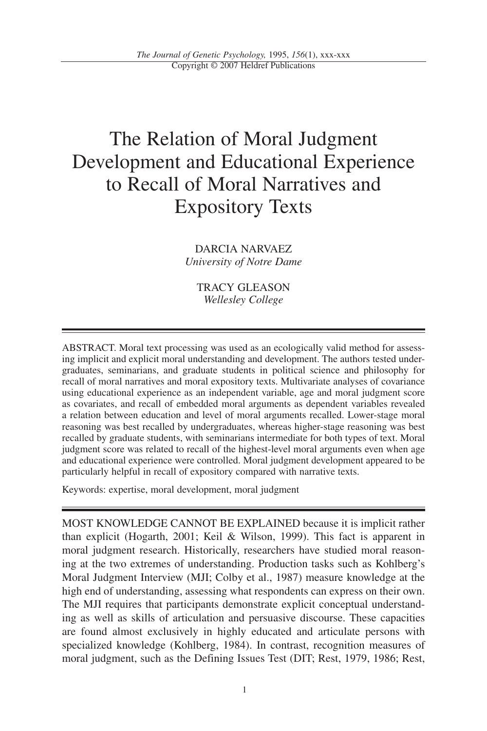# The Relation of Moral Judgment Development and Educational Experience to Recall of Moral Narratives and Expository Texts

DARCIA NARVAEZ
*University of Notre Dame*

TRACY GLEASON
*Wellesley College*

ABSTRACT. Moral text processing was used as an ecologically valid method for assessing implicit and explicit moral understanding and development. The authors tested undergraduates, seminarians, and graduate students in political science and philosophy for recall of moral narratives and moral expository texts. Multivariate analyses of covariance using educational experience as an independent variable, age and moral judgment score as covariates, and recall of embedded moral arguments as dependent variables revealed a relation between education and level of moral arguments recalled. Lower-stage moral reasoning was best recalled by undergraduates, whereas higher-stage reasoning was best recalled by graduate students, with seminarians intermediate for both types of text. Moral judgment score was related to recall of the highest-level moral arguments even when age and educational experience were controlled. Moral judgment development appeared to be particularly helpful in recall of expository compared with narrative texts.

Keywords: expertise, moral development, moral judgment

MOST KNOWLEDGE CANNOT BE EXPLAINED because it is implicit rather than explicit (Hogarth, 2001; Keil & Wilson, 1999). This fact is apparent in moral judgment research. Historically, researchers have studied moral reasoning at the two extremes of understanding. Production tasks such as Kohlberg's Moral Judgment Interview (MJI; Colby et al., 1987) measure knowledge at the high end of understanding, assessing what respondents can express on their own. The MJI requires that participants demonstrate explicit conceptual understanding as well as skills of articulation and persuasive discourse. These capacities are found almost exclusively in highly educated and articulate persons with specialized knowledge (Kohlberg, 1984). In contrast, recognition measures of moral judgment, such as the Defining Issues Test (DIT; Rest, 1979, 1986; Rest,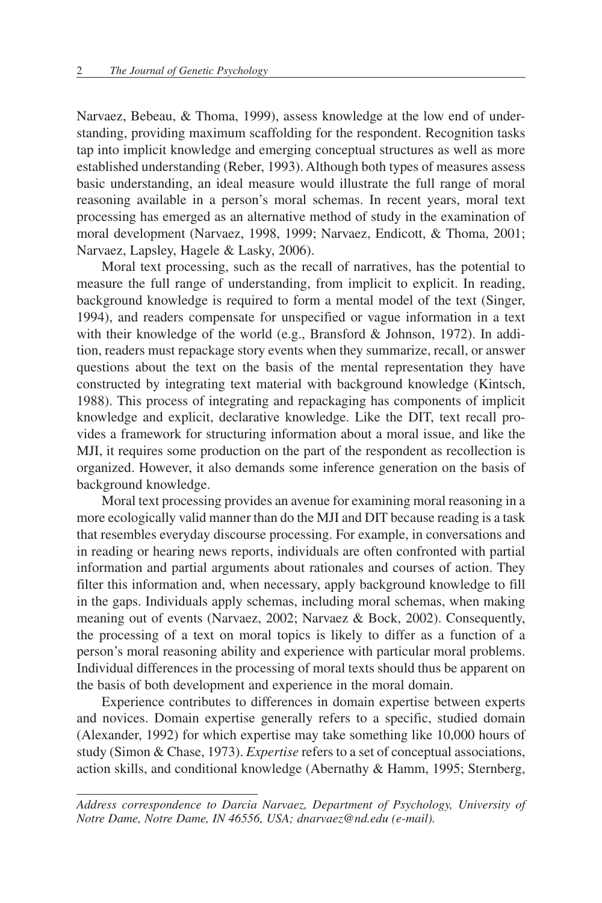Narvaez, Bebeau, & Thoma, 1999), assess knowledge at the low end of understanding, providing maximum scaffolding for the respondent. Recognition tasks tap into implicit knowledge and emerging conceptual structures as well as more established understanding (Reber, 1993). Although both types of measures assess basic understanding, an ideal measure would illustrate the full range of moral reasoning available in a person's moral schemas. In recent years, moral text processing has emerged as an alternative method of study in the examination of moral development (Narvaez, 1998, 1999; Narvaez, Endicott, & Thoma, 2001; Narvaez, Lapsley, Hagele & Lasky, 2006).

Moral text processing, such as the recall of narratives, has the potential to measure the full range of understanding, from implicit to explicit. In reading, background knowledge is required to form a mental model of the text (Singer, 1994), and readers compensate for unspecified or vague information in a text with their knowledge of the world (e.g., Bransford & Johnson, 1972). In addition, readers must repackage story events when they summarize, recall, or answer questions about the text on the basis of the mental representation they have constructed by integrating text material with background knowledge (Kintsch, 1988). This process of integrating and repackaging has components of implicit knowledge and explicit, declarative knowledge. Like the DIT, text recall provides a framework for structuring information about a moral issue, and like the MJI, it requires some production on the part of the respondent as recollection is organized. However, it also demands some inference generation on the basis of background knowledge.

Moral text processing provides an avenue for examining moral reasoning in a more ecologically valid manner than do the MJI and DIT because reading is a task that resembles everyday discourse processing. For example, in conversations and in reading or hearing news reports, individuals are often confronted with partial information and partial arguments about rationales and courses of action. They filter this information and, when necessary, apply background knowledge to fill in the gaps. Individuals apply schemas, including moral schemas, when making meaning out of events (Narvaez, 2002; Narvaez & Bock, 2002). Consequently, the processing of a text on moral topics is likely to differ as a function of a person's moral reasoning ability and experience with particular moral problems. Individual differences in the processing of moral texts should thus be apparent on the basis of both development and experience in the moral domain.

Experience contributes to differences in domain expertise between experts and novices. Domain expertise generally refers to a specific, studied domain (Alexander, 1992) for which expertise may take something like 10,000 hours of study (Simon & Chase, 1973). *Expertise* refers to a set of conceptual associations, action skills, and conditional knowledge (Abernathy & Hamm, 1995; Sternberg,

*Address correspondence to Darcia Narvaez, Department of Psychology, University of Notre Dame, Notre Dame, IN 46556, USA; dnarvaez@nd.edu (e-mail).*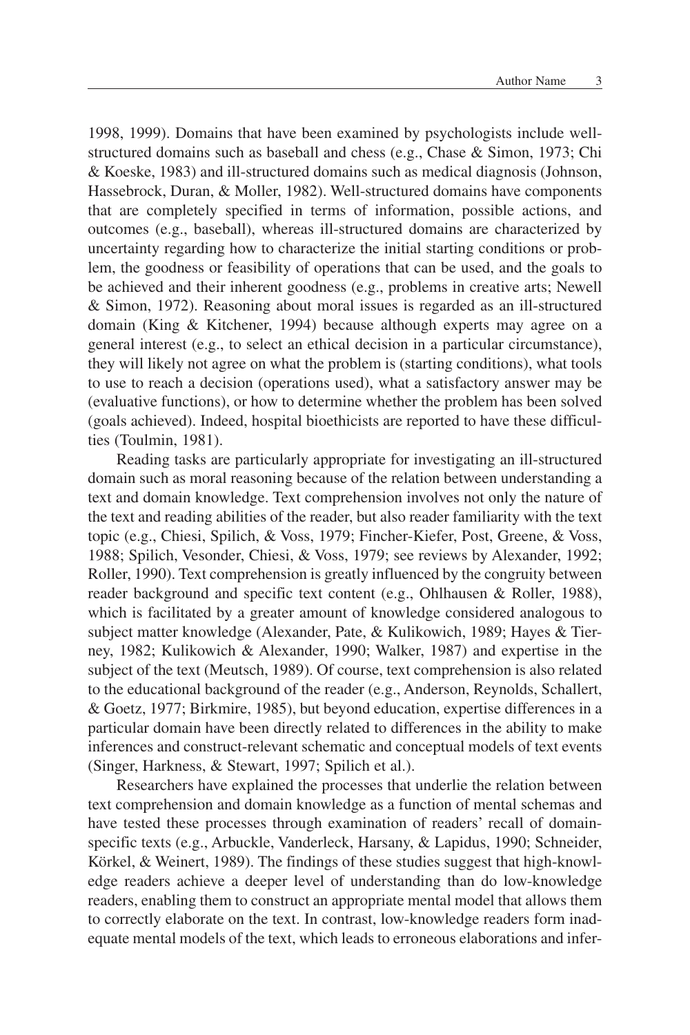1998, 1999). Domains that have been examined by psychologists include well-structured domains such as baseball and chess (e.g., Chase & Simon, 1973; Chi & Koeske, 1983) and ill-structured domains such as medical diagnosis (Johnson, Hassebrock, Duran, & Moller, 1982). Well-structured domains have components that are completely specified in terms of information, possible actions, and outcomes (e.g., baseball), whereas ill-structured domains are characterized by uncertainty regarding how to characterize the initial starting conditions or problem, the goodness or feasibility of operations that can be used, and the goals to be achieved and their inherent goodness (e.g., problems in creative arts; Newell & Simon, 1972). Reasoning about moral issues is regarded as an ill-structured domain (King & Kitchener, 1994) because although experts may agree on a general interest (e.g., to select an ethical decision in a particular circumstance), they will likely not agree on what the problem is (starting conditions), what tools to use to reach a decision (operations used), what a satisfactory answer may be (evaluative functions), or how to determine whether the problem has been solved (goals achieved). Indeed, hospital bioethicists are reported to have these difficulties (Toulmin, 1981).

Reading tasks are particularly appropriate for investigating an ill-structured domain such as moral reasoning because of the relation between understanding a text and domain knowledge. Text comprehension involves not only the nature of the text and reading abilities of the reader, but also reader familiarity with the text topic (e.g., Chiesi, Spilich, & Voss, 1979; Fincher-Kiefer, Post, Greene, & Voss, 1988; Spilich, Vesonder, Chiesi, & Voss, 1979; see reviews by Alexander, 1992; Roller, 1990). Text comprehension is greatly influenced by the congruity between reader background and specific text content (e.g., Ohlhausen & Roller, 1988), which is facilitated by a greater amount of knowledge considered analogous to subject matter knowledge (Alexander, Pate, & Kulikowich, 1989; Hayes & Tierney, 1982; Kulikowich & Alexander, 1990; Walker, 1987) and expertise in the subject of the text (Meutsch, 1989). Of course, text comprehension is also related to the educational background of the reader (e.g., Anderson, Reynolds, Schallert, & Goetz, 1977; Birkmire, 1985), but beyond education, expertise differences in a particular domain have been directly related to differences in the ability to make inferences and construct-relevant schematic and conceptual models of text events (Singer, Harkness, & Stewart, 1997; Spilich et al.).

Researchers have explained the processes that underlie the relation between text comprehension and domain knowledge as a function of mental schemas and have tested these processes through examination of readers' recall of domain-specific texts (e.g., Arbuckle, Vanderleck, Harsany, & Lapidus, 1990; Schneider, Körkel, & Weinert, 1989). The findings of these studies suggest that high-knowledge readers achieve a deeper level of understanding than do low-knowledge readers, enabling them to construct an appropriate mental model that allows them to correctly elaborate on the text. In contrast, low-knowledge readers form inadequate mental models of the text, which leads to erroneous elaborations and infer-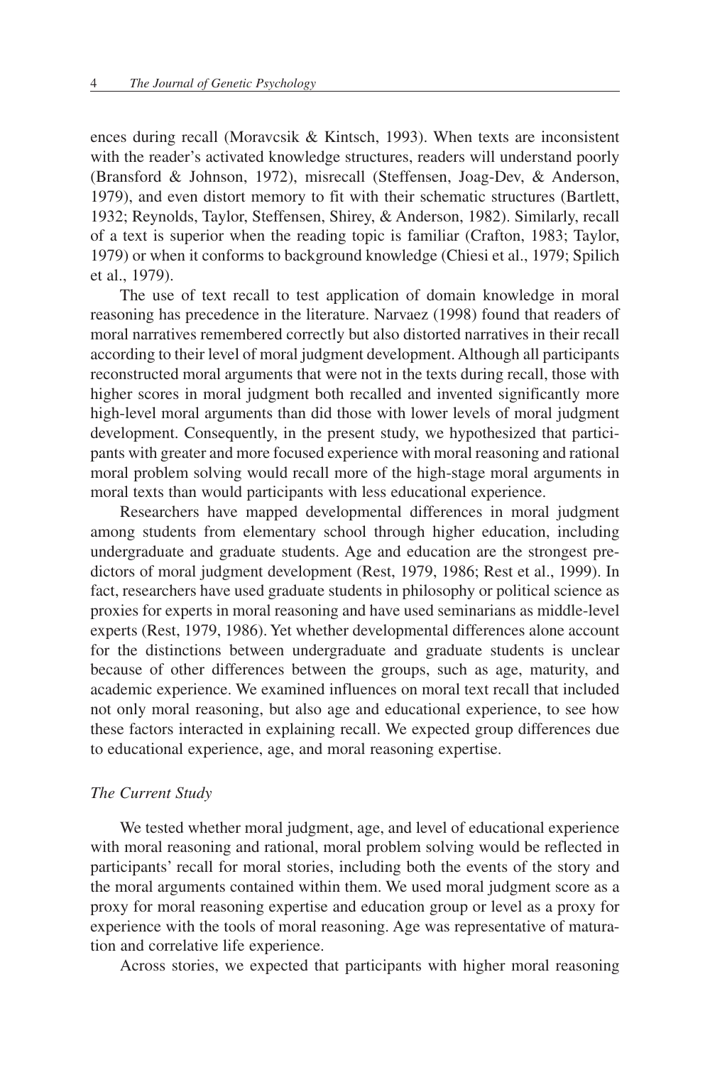ences during recall (Moravcsik & Kintsch, 1993). When texts are inconsistent with the reader's activated knowledge structures, readers will understand poorly (Bransford & Johnson, 1972), misrecall (Steffensen, Joag-Dev, & Anderson, 1979), and even distort memory to fit with their schematic structures (Bartlett, 1932; Reynolds, Taylor, Steffensen, Shirey, & Anderson, 1982). Similarly, recall of a text is superior when the reading topic is familiar (Crafton, 1983; Taylor, 1979) or when it conforms to background knowledge (Chiesi et al., 1979; Spilich et al., 1979).

The use of text recall to test application of domain knowledge in moral reasoning has precedence in the literature. Narvaez (1998) found that readers of moral narratives remembered correctly but also distorted narratives in their recall according to their level of moral judgment development. Although all participants reconstructed moral arguments that were not in the texts during recall, those with higher scores in moral judgment both recalled and invented significantly more high-level moral arguments than did those with lower levels of moral judgment development. Consequently, in the present study, we hypothesized that participants with greater and more focused experience with moral reasoning and rational moral problem solving would recall more of the high-stage moral arguments in moral texts than would participants with less educational experience.

Researchers have mapped developmental differences in moral judgment among students from elementary school through higher education, including undergraduate and graduate students. Age and education are the strongest predictors of moral judgment development (Rest, 1979, 1986; Rest et al., 1999). In fact, researchers have used graduate students in philosophy or political science as proxies for experts in moral reasoning and have used seminarians as middle-level experts (Rest, 1979, 1986). Yet whether developmental differences alone account for the distinctions between undergraduate and graduate students is unclear because of other differences between the groups, such as age, maturity, and academic experience. We examined influences on moral text recall that included not only moral reasoning, but also age and educational experience, to see how these factors interacted in explaining recall. We expected group differences due to educational experience, age, and moral reasoning expertise.

### *The Current Study*

We tested whether moral judgment, age, and level of educational experience with moral reasoning and rational, moral problem solving would be reflected in participants' recall for moral stories, including both the events of the story and the moral arguments contained within them. We used moral judgment score as a proxy for moral reasoning expertise and education group or level as a proxy for experience with the tools of moral reasoning. Age was representative of maturation and correlative life experience.

Across stories, we expected that participants with higher moral reasoning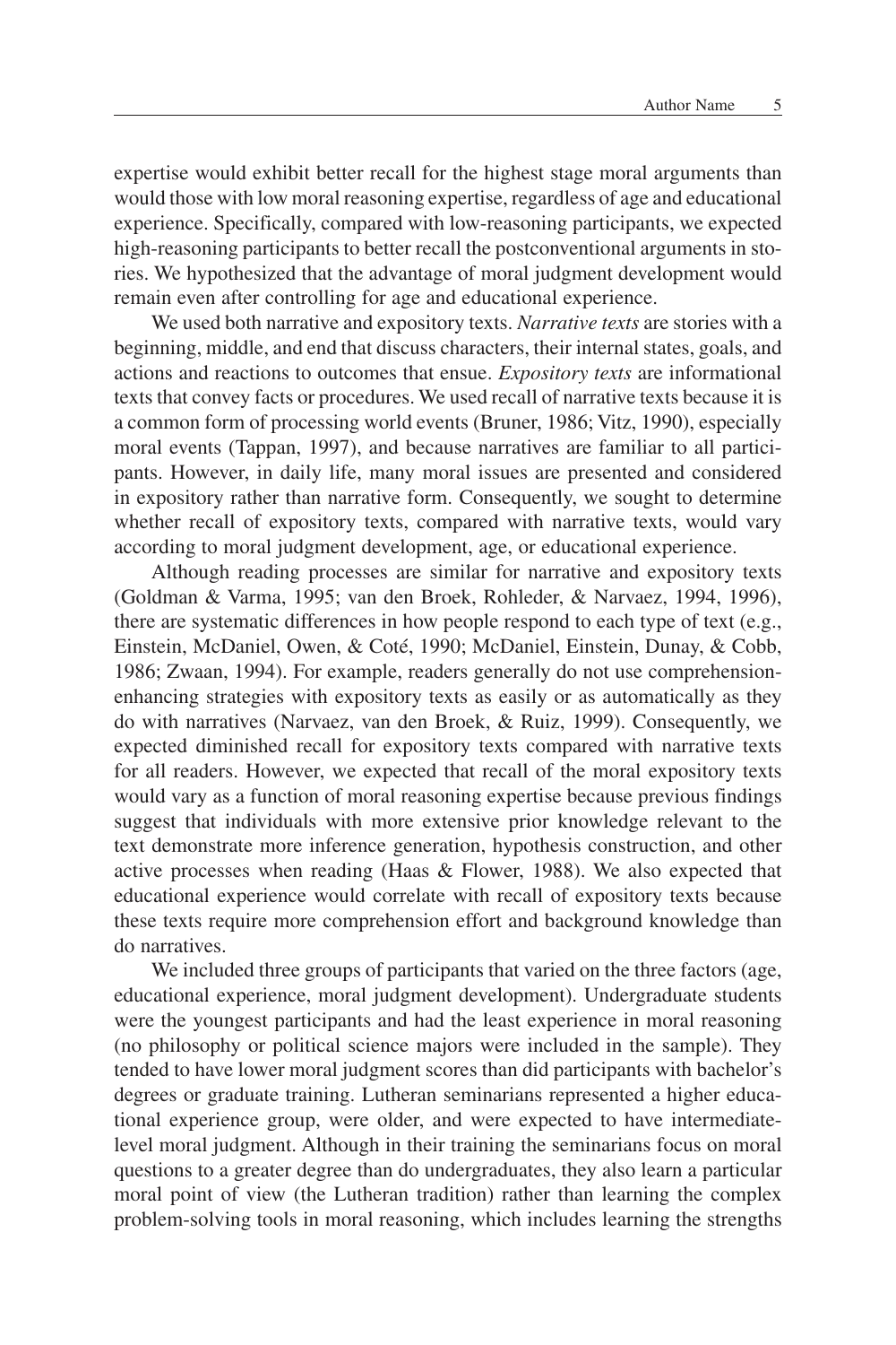expertise would exhibit better recall for the highest stage moral arguments than would those with low moral reasoning expertise, regardless of age and educational experience. Specifically, compared with low-reasoning participants, we expected high-reasoning participants to better recall the postconventional arguments in stories. We hypothesized that the advantage of moral judgment development would remain even after controlling for age and educational experience.

We used both narrative and expository texts. *Narrative texts* are stories with a beginning, middle, and end that discuss characters, their internal states, goals, and actions and reactions to outcomes that ensue. *Expository texts* are informational texts that convey facts or procedures. We used recall of narrative texts because it is a common form of processing world events (Bruner, 1986; Vitz, 1990), especially moral events (Tappan, 1997), and because narratives are familiar to all participants. However, in daily life, many moral issues are presented and considered in expository rather than narrative form. Consequently, we sought to determine whether recall of expository texts, compared with narrative texts, would vary according to moral judgment development, age, or educational experience.

Although reading processes are similar for narrative and expository texts (Goldman & Varma, 1995; van den Broek, Rohleder, & Narvaez, 1994, 1996), there are systematic differences in how people respond to each type of text (e.g., Einstein, McDaniel, Owen, & Coté, 1990; McDaniel, Einstein, Dunay, & Cobb, 1986; Zwaan, 1994). For example, readers generally do not use comprehension-enhancing strategies with expository texts as easily or as automatically as they do with narratives (Narvaez, van den Broek, & Ruiz, 1999). Consequently, we expected diminished recall for expository texts compared with narrative texts for all readers. However, we expected that recall of the moral expository texts would vary as a function of moral reasoning expertise because previous findings suggest that individuals with more extensive prior knowledge relevant to the text demonstrate more inference generation, hypothesis construction, and other active processes when reading (Haas & Flower, 1988). We also expected that educational experience would correlate with recall of expository texts because these texts require more comprehension effort and background knowledge than do narratives.

We included three groups of participants that varied on the three factors (age, educational experience, moral judgment development). Undergraduate students were the youngest participants and had the least experience in moral reasoning (no philosophy or political science majors were included in the sample). They tended to have lower moral judgment scores than did participants with bachelor's degrees or graduate training. Lutheran seminarians represented a higher educational experience group, were older, and were expected to have intermediate-level moral judgment. Although in their training the seminarians focus on moral questions to a greater degree than do undergraduates, they also learn a particular moral point of view (the Lutheran tradition) rather than learning the complex problem-solving tools in moral reasoning, which includes learning the strengths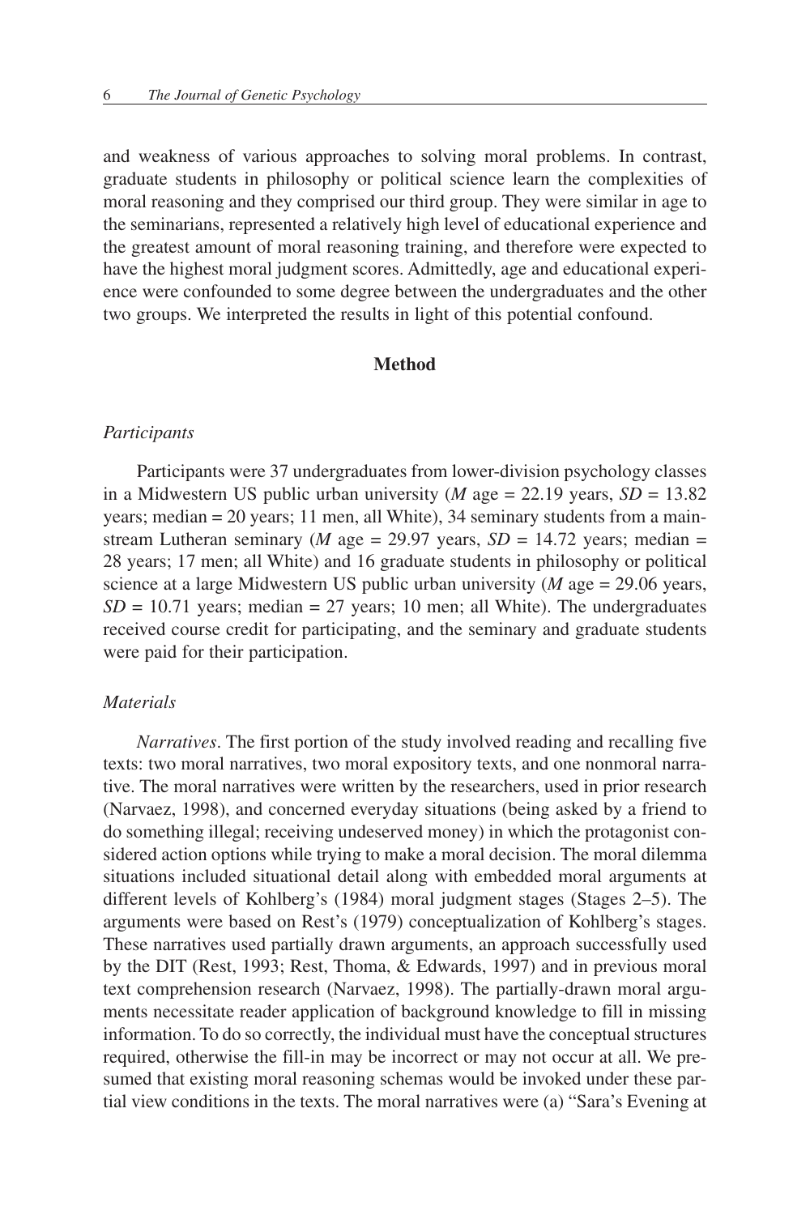and weakness of various approaches to solving moral problems. In contrast, graduate students in philosophy or political science learn the complexities of moral reasoning and they comprised our third group. They were similar in age to the seminarians, represented a relatively high level of educational experience and the greatest amount of moral reasoning training, and therefore were expected to have the highest moral judgment scores. Admittedly, age and educational experience were confounded to some degree between the undergraduates and the other two groups. We interpreted the results in light of this potential confound.

## Method

### *Participants*

Participants were 37 undergraduates from lower-division psychology classes in a Midwestern US public urban university (*M* age = 22.19 years, *SD* = 13.82 years; median = 20 years; 11 men, all White), 34 seminary students from a mainstream Lutheran seminary (*M* age = 29.97 years, *SD* = 14.72 years; median = 28 years; 17 men; all White) and 16 graduate students in philosophy or political science at a large Midwestern US public urban university (*M* age = 29.06 years, *SD* = 10.71 years; median = 27 years; 10 men; all White). The undergraduates received course credit for participating, and the seminary and graduate students were paid for their participation.

### *Materials*

*Narratives*. The first portion of the study involved reading and recalling five texts: two moral narratives, two moral expository texts, and one nonmoral narrative. The moral narratives were written by the researchers, used in prior research (Narvaez, 1998), and concerned everyday situations (being asked by a friend to do something illegal; receiving undeserved money) in which the protagonist considered action options while trying to make a moral decision. The moral dilemma situations included situational detail along with embedded moral arguments at different levels of Kohlberg's (1984) moral judgment stages (Stages 2–5). The arguments were based on Rest's (1979) conceptualization of Kohlberg's stages. These narratives used partially drawn arguments, an approach successfully used by the DIT (Rest, 1993; Rest, Thoma, & Edwards, 1997) and in previous moral text comprehension research (Narvaez, 1998). The partially-drawn moral arguments necessitate reader application of background knowledge to fill in missing information. To do so correctly, the individual must have the conceptual structures required, otherwise the fill-in may be incorrect or may not occur at all. We presumed that existing moral reasoning schemas would be invoked under these partial view conditions in the texts. The moral narratives were (a) "Sara's Evening at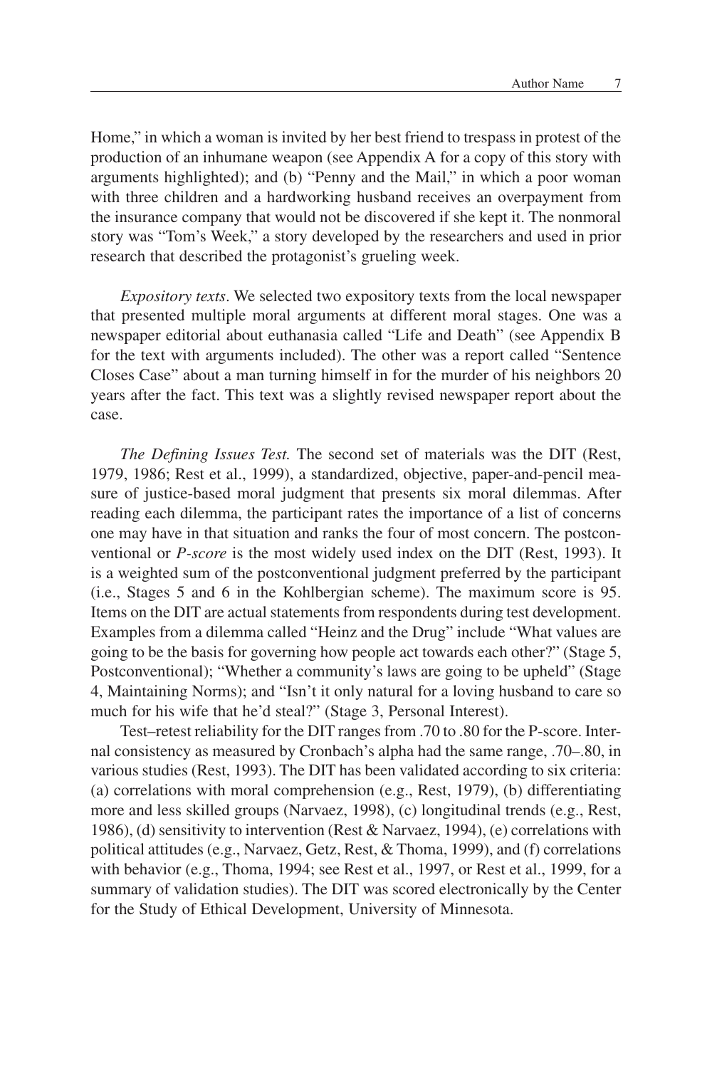Home," in which a woman is invited by her best friend to trespass in protest of the production of an inhumane weapon (see Appendix A for a copy of this story with arguments highlighted); and (b) "Penny and the Mail," in which a poor woman with three children and a hardworking husband receives an overpayment from the insurance company that would not be discovered if she kept it. The nonmoral story was "Tom's Week," a story developed by the researchers and used in prior research that described the protagonist's grueling week.

*Expository texts*. We selected two expository texts from the local newspaper that presented multiple moral arguments at different moral stages. One was a newspaper editorial about euthanasia called "Life and Death" (see Appendix B for the text with arguments included). The other was a report called "Sentence Closes Case" about a man turning himself in for the murder of his neighbors 20 years after the fact. This text was a slightly revised newspaper report about the case.

*The Defining Issues Test.* The second set of materials was the DIT (Rest, 1979, 1986; Rest et al., 1999), a standardized, objective, paper-and-pencil measure of justice-based moral judgment that presents six moral dilemmas. After reading each dilemma, the participant rates the importance of a list of concerns one may have in that situation and ranks the four of most concern. The postconventional or *P-score* is the most widely used index on the DIT (Rest, 1993). It is a weighted sum of the postconventional judgment preferred by the participant (i.e., Stages 5 and 6 in the Kohlbergian scheme). The maximum score is 95. Items on the DIT are actual statements from respondents during test development. Examples from a dilemma called "Heinz and the Drug" include "What values are going to be the basis for governing how people act towards each other?" (Stage 5, Postconventional); "Whether a community's laws are going to be upheld" (Stage 4, Maintaining Norms); and "Isn't it only natural for a loving husband to care so much for his wife that he'd steal?" (Stage 3, Personal Interest).

Test–retest reliability for the DIT ranges from .70 to .80 for the P-score. Internal consistency as measured by Cronbach's alpha had the same range, .70–.80, in various studies (Rest, 1993). The DIT has been validated according to six criteria: (a) correlations with moral comprehension (e.g., Rest, 1979), (b) differentiating more and less skilled groups (Narvaez, 1998), (c) longitudinal trends (e.g., Rest, 1986), (d) sensitivity to intervention (Rest & Narvaez, 1994), (e) correlations with political attitudes (e.g., Narvaez, Getz, Rest, & Thoma, 1999), and (f) correlations with behavior (e.g., Thoma, 1994; see Rest et al., 1997, or Rest et al., 1999, for a summary of validation studies). The DIT was scored electronically by the Center for the Study of Ethical Development, University of Minnesota.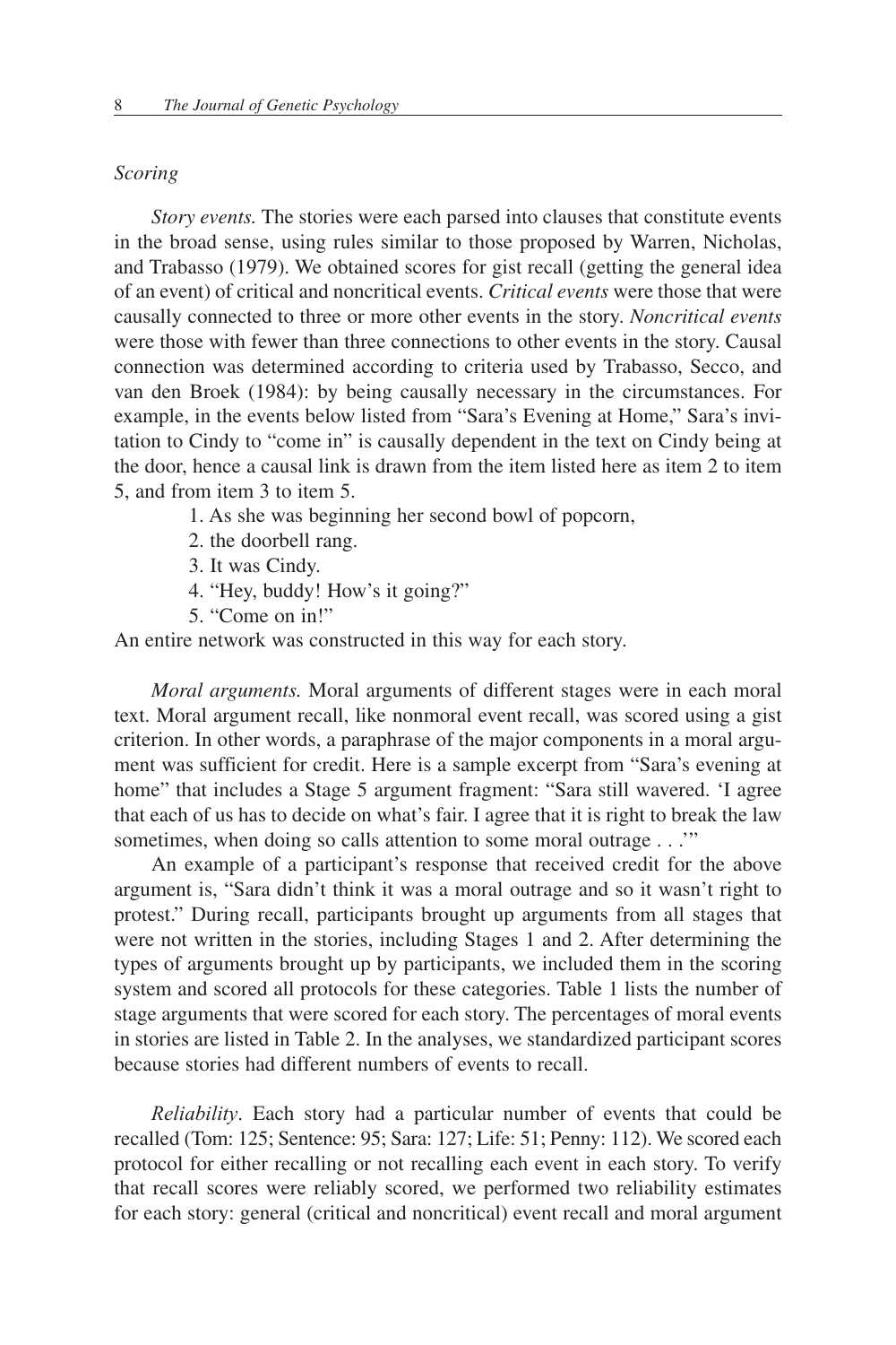*Scoring*

*Story events.* The stories were each parsed into clauses that constitute events in the broad sense, using rules similar to those proposed by Warren, Nicholas, and Trabasso (1979). We obtained scores for gist recall (getting the general idea of an event) of critical and noncritical events. *Critical events* were those that were causally connected to three or more other events in the story. *Noncritical events* were those with fewer than three connections to other events in the story. Causal connection was determined according to criteria used by Trabasso, Secco, and van den Broek (1984): by being causally necessary in the circumstances. For example, in the events below listed from "Sara's Evening at Home," Sara's invitation to Cindy to "come in" is causally dependent in the text on Cindy being at the door, hence a causal link is drawn from the item listed here as item 2 to item 5, and from item 3 to item 5.

1. As she was beginning her second bowl of popcorn,
2. the doorbell rang.
3. It was Cindy.
4. "Hey, buddy! How's it going?"
5. "Come on in!"

An entire network was constructed in this way for each story.

*Moral arguments.* Moral arguments of different stages were in each moral text. Moral argument recall, like nonmoral event recall, was scored using a gist criterion. In other words, a paraphrase of the major components in a moral argument was sufficient for credit. Here is a sample excerpt from "Sara's evening at home" that includes a Stage 5 argument fragment: "Sara still wavered. 'I agree that each of us has to decide on what's fair. I agree that it is right to break the law sometimes, when doing so calls attention to some moral outrage . . .'"

An example of a participant's response that received credit for the above argument is, "Sara didn't think it was a moral outrage and so it wasn't right to protest." During recall, participants brought up arguments from all stages that were not written in the stories, including Stages 1 and 2. After determining the types of arguments brought up by participants, we included them in the scoring system and scored all protocols for these categories. Table 1 lists the number of stage arguments that were scored for each story. The percentages of moral events in stories are listed in Table 2. In the analyses, we standardized participant scores because stories had different numbers of events to recall.

*Reliability*. Each story had a particular number of events that could be recalled (Tom: 125; Sentence: 95; Sara: 127; Life: 51; Penny: 112). We scored each protocol for either recalling or not recalling each event in each story. To verify that recall scores were reliably scored, we performed two reliability estimates for each story: general (critical and noncritical) event recall and moral argument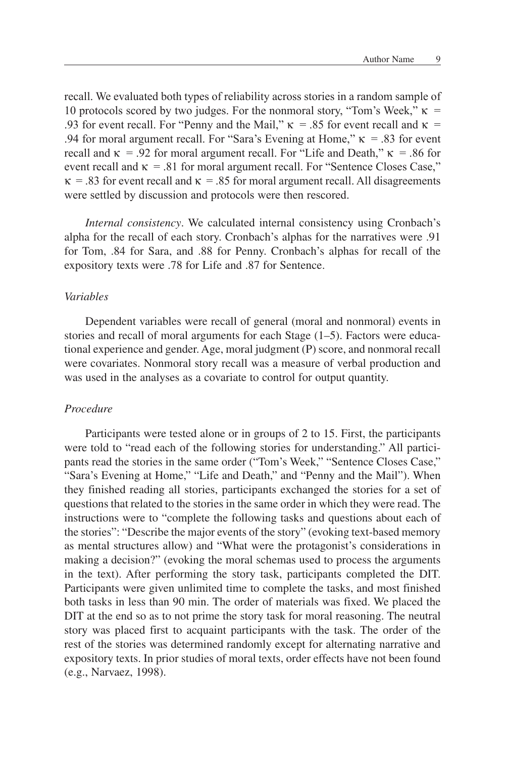recall. We evaluated both types of reliability across stories in a random sample of 10 protocols scored by two judges. For the nonmoral story, "Tom's Week," $\kappa$ = .93 for event recall. For "Penny and the Mail," $\kappa$ = .85 for event recall and $\kappa$ = .94 for moral argument recall. For "Sara's Evening at Home," $\kappa$ = .83 for event recall and $\kappa$ = .92 for moral argument recall. For "Life and Death," $\kappa$ = .86 for event recall and $\kappa$ = .81 for moral argument recall. For "Sentence Closes Case," $\kappa$ = .83 for event recall and $\kappa$ = .85 for moral argument recall. All disagreements were settled by discussion and protocols were then rescored.

*Internal consistency*. We calculated internal consistency using Cronbach's alpha for the recall of each story. Cronbach's alphas for the narratives were .91 for Tom, .84 for Sara, and .88 for Penny. Cronbach's alphas for recall of the expository texts were .78 for Life and .87 for Sentence.

### *Variables*

Dependent variables were recall of general (moral and nonmoral) events in stories and recall of moral arguments for each Stage (1–5). Factors were educational experience and gender. Age, moral judgment (P) score, and nonmoral recall were covariates. Nonmoral story recall was a measure of verbal production and was used in the analyses as a covariate to control for output quantity.

### *Procedure*

Participants were tested alone or in groups of 2 to 15. First, the participants were told to "read each of the following stories for understanding." All participants read the stories in the same order ("Tom's Week," "Sentence Closes Case," "Sara's Evening at Home," "Life and Death," and "Penny and the Mail"). When they finished reading all stories, participants exchanged the stories for a set of questions that related to the stories in the same order in which they were read. The instructions were to "complete the following tasks and questions about each of the stories": "Describe the major events of the story" (evoking text-based memory as mental structures allow) and "What were the protagonist's considerations in making a decision?" (evoking the moral schemas used to process the arguments in the text). After performing the story task, participants completed the DIT. Participants were given unlimited time to complete the tasks, and most finished both tasks in less than 90 min. The order of materials was fixed. We placed the DIT at the end so as to not prime the story task for moral reasoning. The neutral story was placed first to acquaint participants with the task. The order of the rest of the stories was determined randomly except for alternating narrative and expository texts. In prior studies of moral texts, order effects have not been found (e.g., Narvaez, 1998).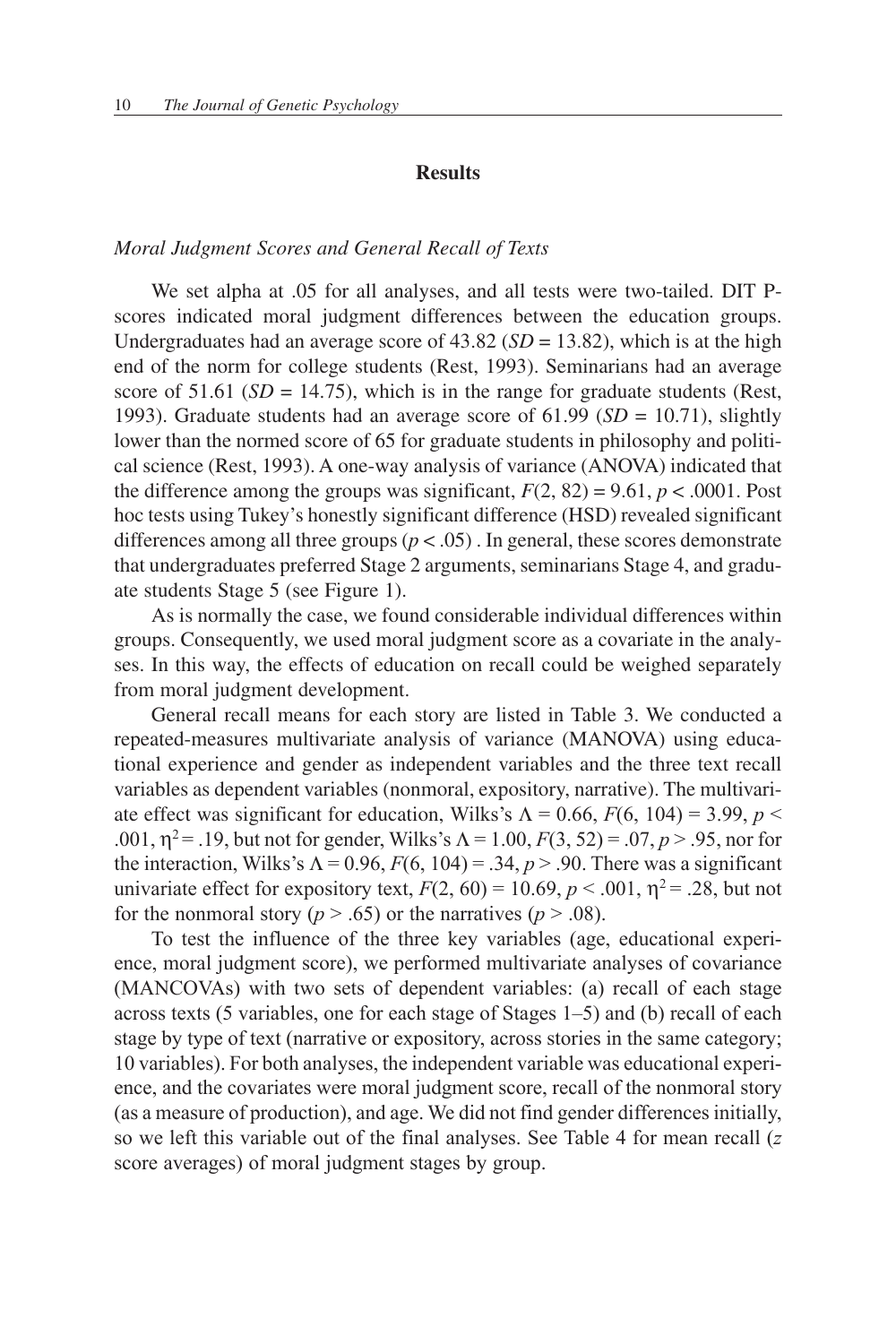## Results

### *Moral Judgment Scores and General Recall of Texts*

We set alpha at .05 for all analyses, and all tests were two-tailed. DIT P-scores indicated moral judgment differences between the education groups. Undergraduates had an average score of 43.82 ($SD = 13.82$), which is at the high end of the norm for college students (Rest, 1993). Seminarians had an average score of 51.61 ($SD = 14.75$), which is in the range for graduate students (Rest, 1993). Graduate students had an average score of 61.99 ($SD = 10.71$), slightly lower than the normed score of 65 for graduate students in philosophy and political science (Rest, 1993). A one-way analysis of variance (ANOVA) indicated that the difference among the groups was significant, $F(2, 82) = 9.61$, $p < .0001$. Post hoc tests using Tukey's honestly significant difference (HSD) revealed significant differences among all three groups ($p < .05$) . In general, these scores demonstrate that undergraduates preferred Stage 2 arguments, seminarians Stage 4, and graduate students Stage 5 (see Figure 1).

As is normally the case, we found considerable individual differences within groups. Consequently, we used moral judgment score as a covariate in the analyses. In this way, the effects of education on recall could be weighed separately from moral judgment development.

General recall means for each story are listed in Table 3. We conducted a repeated-measures multivariate analysis of variance (MANOVA) using educational experience and gender as independent variables and the three text recall variables as dependent variables (nonmoral, expository, narrative). The multivariate effect was significant for education, Wilks's $\Lambda = 0.66$, $F(6, 104) = 3.99$, $p < .001$, $\eta^2 = .19$, but not for gender, Wilks's $\Lambda = 1.00$, $F(3, 52) = .07$, $p > .95$, nor for the interaction, Wilks's $\Lambda = 0.96$, $F(6, 104) = .34$, $p > .90$. There was a significant univariate effect for expository text, $F(2, 60) = 10.69$, $p < .001$, $\eta^2 = .28$, but not for the nonmoral story ($p > .65$) or the narratives ($p > .08$).

To test the influence of the three key variables (age, educational experience, moral judgment score), we performed multivariate analyses of covariance (MANCOVAs) with two sets of dependent variables: (a) recall of each stage across texts (5 variables, one for each stage of Stages 1–5) and (b) recall of each stage by type of text (narrative or expository, across stories in the same category; 10 variables). For both analyses, the independent variable was educational experience, and the covariates were moral judgment score, recall of the nonmoral story (as a measure of production), and age. We did not find gender differences initially, so we left this variable out of the final analyses. See Table 4 for mean recall ($z$ score averages) of moral judgment stages by group.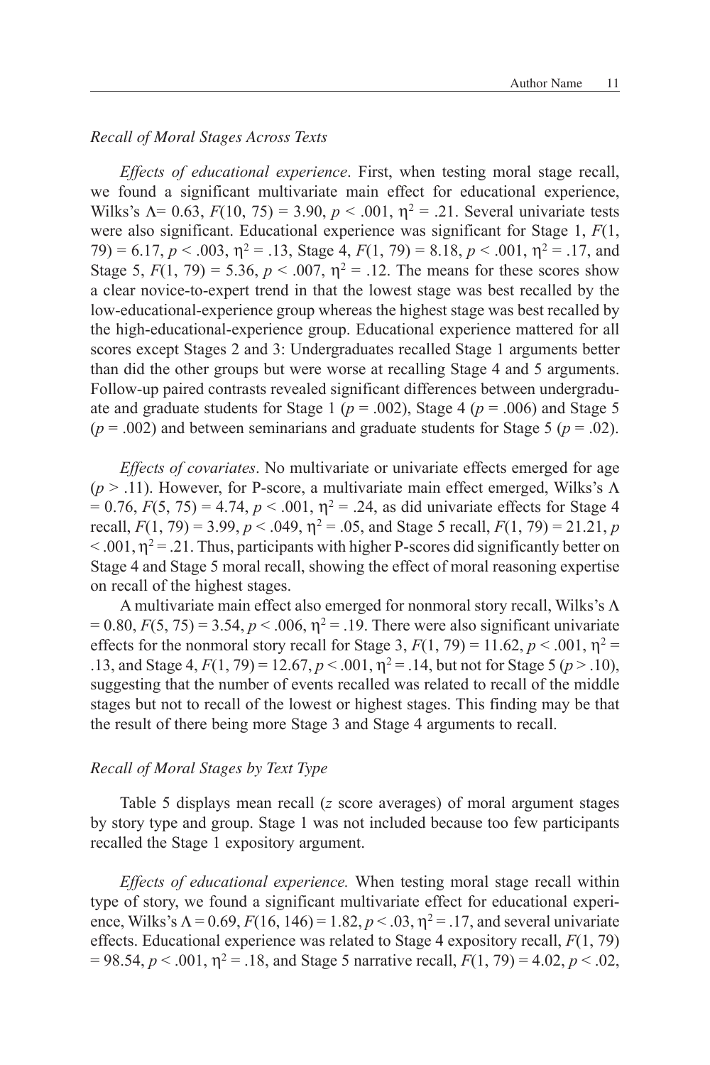### *Recall of Moral Stages Across Texts*

*Effects of educational experience*. First, when testing moral stage recall, we found a significant multivariate main effect for educational experience, Wilks's $\Lambda = 0.63$, $F(10, 75) = 3.90$, $p < .001$, $\eta^2 = .21$. Several univariate tests were also significant. Educational experience was significant for Stage 1, $F(1, 79) = 6.17$, $p < .003$, $\eta^2 = .13$, Stage 4, $F(1, 79) = 8.18$, $p < .001$, $\eta^2 = .17$, and Stage 5, $F(1, 79) = 5.36$, $p < .007$, $\eta^2 = .12$. The means for these scores show a clear novice-to-expert trend in that the lowest stage was best recalled by the low-educational-experience group whereas the highest stage was best recalled by the high-educational-experience group. Educational experience mattered for all scores except Stages 2 and 3: Undergraduates recalled Stage 1 arguments better than did the other groups but were worse at recalling Stage 4 and 5 arguments. Follow-up paired contrasts revealed significant differences between undergraduate and graduate students for Stage 1 ($p = .002$), Stage 4 ($p = .006$) and Stage 5 ($p = .002$) and between seminarians and graduate students for Stage 5 ($p = .02$).

*Effects of covariates*. No multivariate or univariate effects emerged for age ($p > .11$). However, for P-score, a multivariate main effect emerged, Wilks's $\Lambda = 0.76$, $F(5, 75) = 4.74$, $p < .001$, $\eta^2 = .24$, as did univariate effects for Stage 4 recall, $F(1, 79) = 3.99$, $p < .049$, $\eta^2 = .05$, and Stage 5 recall, $F(1, 79) = 21.21$, $p < .001$, $\eta^2 = .21$. Thus, participants with higher P-scores did significantly better on Stage 4 and Stage 5 moral recall, showing the effect of moral reasoning expertise on recall of the highest stages.

A multivariate main effect also emerged for nonmoral story recall, Wilks's $\Lambda = 0.80$, $F(5, 75) = 3.54$, $p < .006$, $\eta^2 = .19$. There were also significant univariate effects for the nonmoral story recall for Stage 3, $F(1, 79) = 11.62$, $p < .001$, $\eta^2 = .13$, and Stage 4, $F(1, 79) = 12.67$, $p < .001$, $\eta^2 = .14$, but not for Stage 5 ($p > .10$), suggesting that the number of events recalled was related to recall of the middle stages but not to recall of the lowest or highest stages. This finding may be that the result of there being more Stage 3 and Stage 4 arguments to recall.

### *Recall of Moral Stages by Text Type*

Table 5 displays mean recall (*z* score averages) of moral argument stages by story type and group. Stage 1 was not included because too few participants recalled the Stage 1 expository argument.

*Effects of educational experience.* When testing moral stage recall within type of story, we found a significant multivariate effect for educational experience, Wilks's $\Lambda = 0.69$, $F(16, 146) = 1.82$, $p < .03$, $\eta^2 = .17$, and several univariate effects. Educational experience was related to Stage 4 expository recall, $F(1, 79) = 98.54$, $p < .001$, $\eta^2 = .18$, and Stage 5 narrative recall, $F(1, 79) = 4.02$, $p < .02$,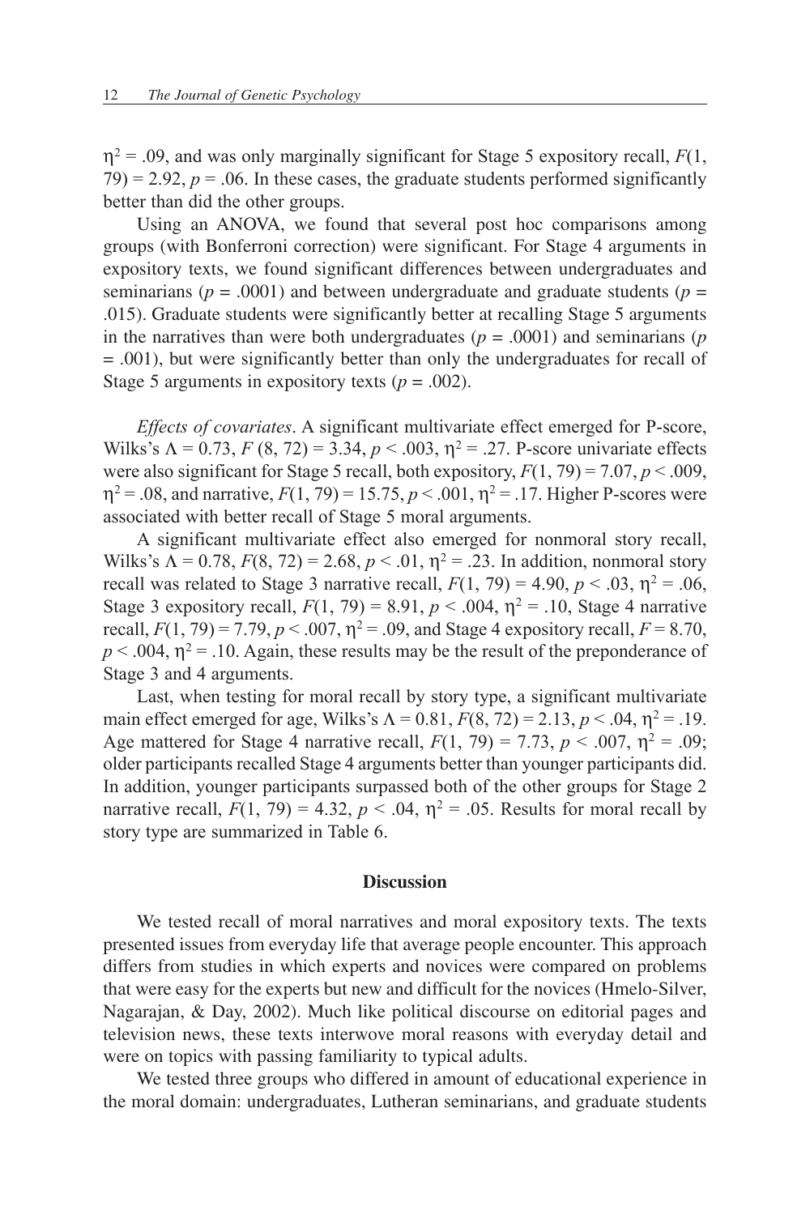$\eta^2 = .09$, and was only marginally significant for Stage 5 expository recall, $F(1, 79) = 2.92$, $p = .06$. In these cases, the graduate students performed significantly better than did the other groups.

Using an ANOVA, we found that several post hoc comparisons among groups (with Bonferroni correction) were significant. For Stage 4 arguments in expository texts, we found significant differences between undergraduates and seminarians ($p = .0001$) and between undergraduate and graduate students ($p = .015$). Graduate students were significantly better at recalling Stage 5 arguments in the narratives than were both undergraduates ($p = .0001$) and seminarians ($p = .001$), but were significantly better than only the undergraduates for recall of Stage 5 arguments in expository texts ($p = .002$).

*Effects of covariates*. A significant multivariate effect emerged for P-score, Wilks's $\Lambda = 0.73$, $F(8, 72) = 3.34$, $p < .003$, $\eta^2 = .27$. P-score univariate effects were also significant for Stage 5 recall, both expository, $F(1, 79) = 7.07$, $p < .009$, $\eta^2 = .08$, and narrative, $F(1, 79) = 15.75$, $p < .001$, $\eta^2 = .17$. Higher P-scores were associated with better recall of Stage 5 moral arguments.

A significant multivariate effect also emerged for nonmoral story recall, Wilks's $\Lambda = 0.78$, $F(8, 72) = 2.68$, $p < .01$, $\eta^2 = .23$. In addition, nonmoral story recall was related to Stage 3 narrative recall, $F(1, 79) = 4.90$, $p < .03$, $\eta^2 = .06$, Stage 3 expository recall, $F(1, 79) = 8.91$, $p < .004$, $\eta^2 = .10$, Stage 4 narrative recall, $F(1, 79) = 7.79$, $p < .007$, $\eta^2 = .09$, and Stage 4 expository recall, $F = 8.70$, $p < .004$, $\eta^2 = .10$. Again, these results may be the result of the preponderance of Stage 3 and 4 arguments.

Last, when testing for moral recall by story type, a significant multivariate main effect emerged for age, Wilks's $\Lambda = 0.81$, $F(8, 72) = 2.13$, $p < .04$, $\eta^2 = .19$. Age mattered for Stage 4 narrative recall, $F(1, 79) = 7.73$, $p < .007$, $\eta^2 = .09$; older participants recalled Stage 4 arguments better than younger participants did. In addition, younger participants surpassed both of the other groups for Stage 2 narrative recall, $F(1, 79) = 4.32$, $p < .04$, $\eta^2 = .05$. Results for moral recall by story type are summarized in Table 6.

## Discussion

We tested recall of moral narratives and moral expository texts. The texts presented issues from everyday life that average people encounter. This approach differs from studies in which experts and novices were compared on problems that were easy for the experts but new and difficult for the novices (Hmelo-Silver, Nagarajan, & Day, 2002). Much like political discourse on editorial pages and television news, these texts interwove moral reasons with everyday detail and were on topics with passing familiarity to typical adults.

We tested three groups who differed in amount of educational experience in the moral domain: undergraduates, Lutheran seminarians, and graduate students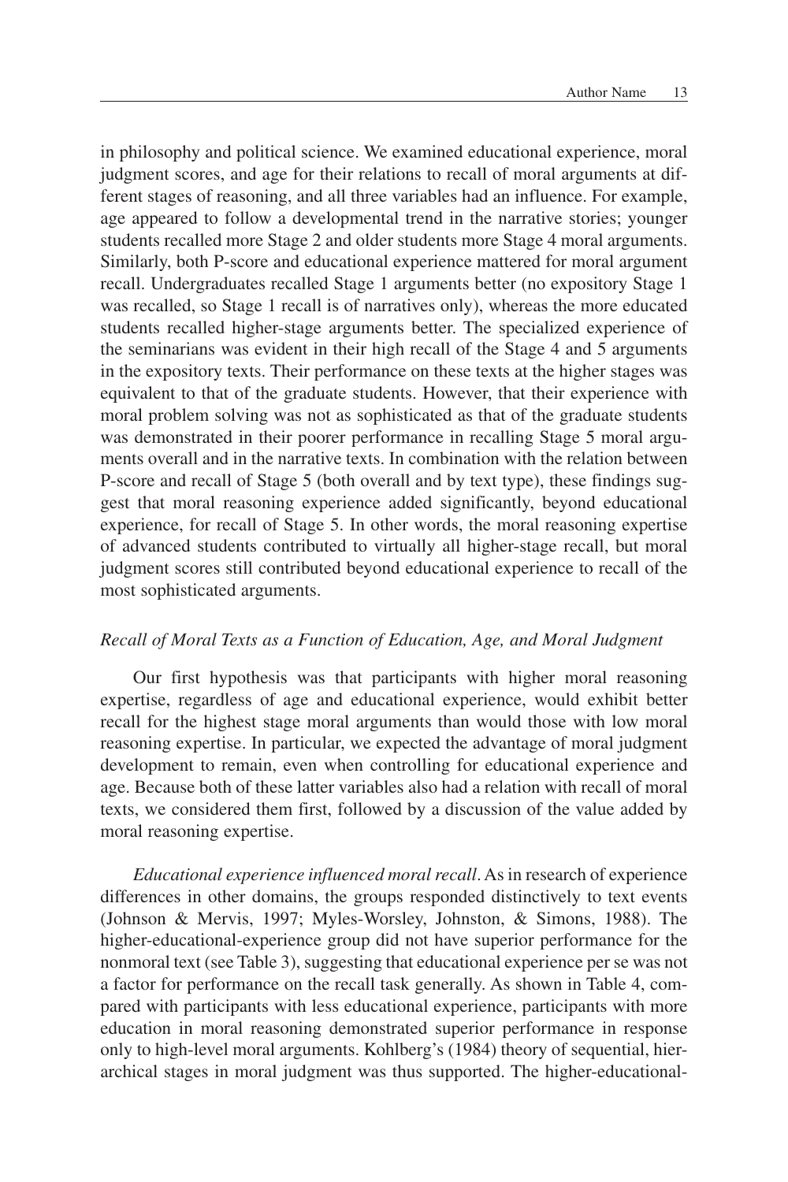in philosophy and political science. We examined educational experience, moral judgment scores, and age for their relations to recall of moral arguments at different stages of reasoning, and all three variables had an influence. For example, age appeared to follow a developmental trend in the narrative stories; younger students recalled more Stage 2 and older students more Stage 4 moral arguments. Similarly, both P-score and educational experience mattered for moral argument recall. Undergraduates recalled Stage 1 arguments better (no expository Stage 1 was recalled, so Stage 1 recall is of narratives only), whereas the more educated students recalled higher-stage arguments better. The specialized experience of the seminarians was evident in their high recall of the Stage 4 and 5 arguments in the expository texts. Their performance on these texts at the higher stages was equivalent to that of the graduate students. However, that their experience with moral problem solving was not as sophisticated as that of the graduate students was demonstrated in their poorer performance in recalling Stage 5 moral arguments overall and in the narrative texts. In combination with the relation between P-score and recall of Stage 5 (both overall and by text type), these findings suggest that moral reasoning experience added significantly, beyond educational experience, for recall of Stage 5. In other words, the moral reasoning expertise of advanced students contributed to virtually all higher-stage recall, but moral judgment scores still contributed beyond educational experience to recall of the most sophisticated arguments.

### *Recall of Moral Texts as a Function of Education, Age, and Moral Judgment*

Our first hypothesis was that participants with higher moral reasoning expertise, regardless of age and educational experience, would exhibit better recall for the highest stage moral arguments than would those with low moral reasoning expertise. In particular, we expected the advantage of moral judgment development to remain, even when controlling for educational experience and age. Because both of these latter variables also had a relation with recall of moral texts, we considered them first, followed by a discussion of the value added by moral reasoning expertise.

*Educational experience influenced moral recall*. As in research of experience differences in other domains, the groups responded distinctively to text events (Johnson & Mervis, 1997; Myles-Worsley, Johnston, & Simons, 1988). The higher-educational-experience group did not have superior performance for the nonmoral text (see Table 3), suggesting that educational experience per se was not a factor for performance on the recall task generally. As shown in Table 4, compared with participants with less educational experience, participants with more education in moral reasoning demonstrated superior performance in response only to high-level moral arguments. Kohlberg's (1984) theory of sequential, hierarchical stages in moral judgment was thus supported. The higher-educational-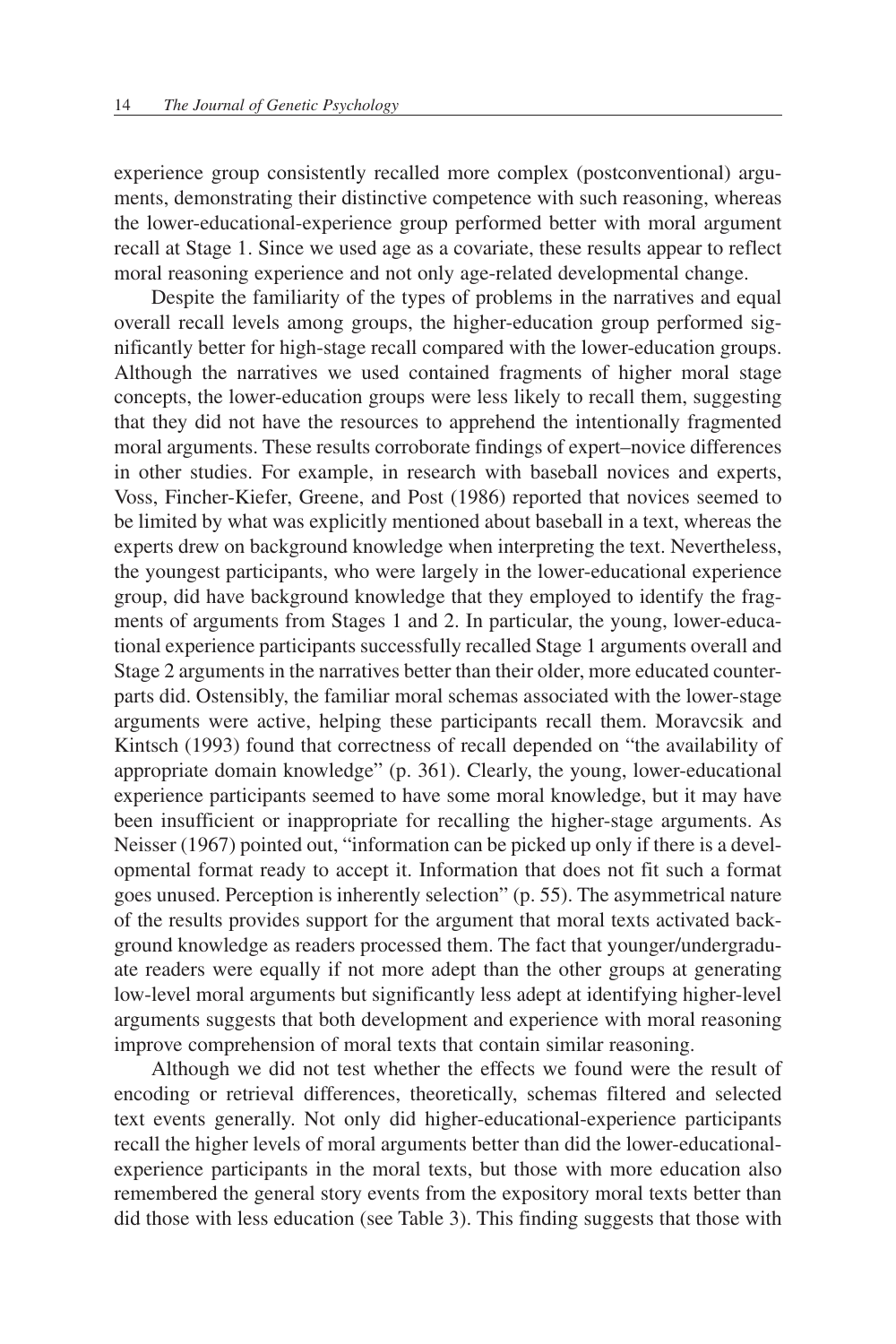experience group consistently recalled more complex (postconventional) arguments, demonstrating their distinctive competence with such reasoning, whereas the lower-educational-experience group performed better with moral argument recall at Stage 1. Since we used age as a covariate, these results appear to reflect moral reasoning experience and not only age-related developmental change.

Despite the familiarity of the types of problems in the narratives and equal overall recall levels among groups, the higher-education group performed significantly better for high-stage recall compared with the lower-education groups. Although the narratives we used contained fragments of higher moral stage concepts, the lower-education groups were less likely to recall them, suggesting that they did not have the resources to apprehend the intentionally fragmented moral arguments. These results corroborate findings of expert–novice differences in other studies. For example, in research with baseball novices and experts, Voss, Fincher-Kiefer, Greene, and Post (1986) reported that novices seemed to be limited by what was explicitly mentioned about baseball in a text, whereas the experts drew on background knowledge when interpreting the text. Nevertheless, the youngest participants, who were largely in the lower-educational experience group, did have background knowledge that they employed to identify the fragments of arguments from Stages 1 and 2. In particular, the young, lower-educational experience participants successfully recalled Stage 1 arguments overall and Stage 2 arguments in the narratives better than their older, more educated counterparts did. Ostensibly, the familiar moral schemas associated with the lower-stage arguments were active, helping these participants recall them. Moravcsik and Kintsch (1993) found that correctness of recall depended on "the availability of appropriate domain knowledge" (p. 361). Clearly, the young, lower-educational experience participants seemed to have some moral knowledge, but it may have been insufficient or inappropriate for recalling the higher-stage arguments. As Neisser (1967) pointed out, "information can be picked up only if there is a developmental format ready to accept it. Information that does not fit such a format goes unused. Perception is inherently selection" (p. 55). The asymmetrical nature of the results provides support for the argument that moral texts activated background knowledge as readers processed them. The fact that younger/undergraduate readers were equally if not more adept than the other groups at generating low-level moral arguments but significantly less adept at identifying higher-level arguments suggests that both development and experience with moral reasoning improve comprehension of moral texts that contain similar reasoning.

Although we did not test whether the effects we found were the result of encoding or retrieval differences, theoretically, schemas filtered and selected text events generally. Not only did higher-educational-experience participants recall the higher levels of moral arguments better than did the lower-educational-experience participants in the moral texts, but those with more education also remembered the general story events from the expository moral texts better than did those with less education (see Table 3). This finding suggests that those with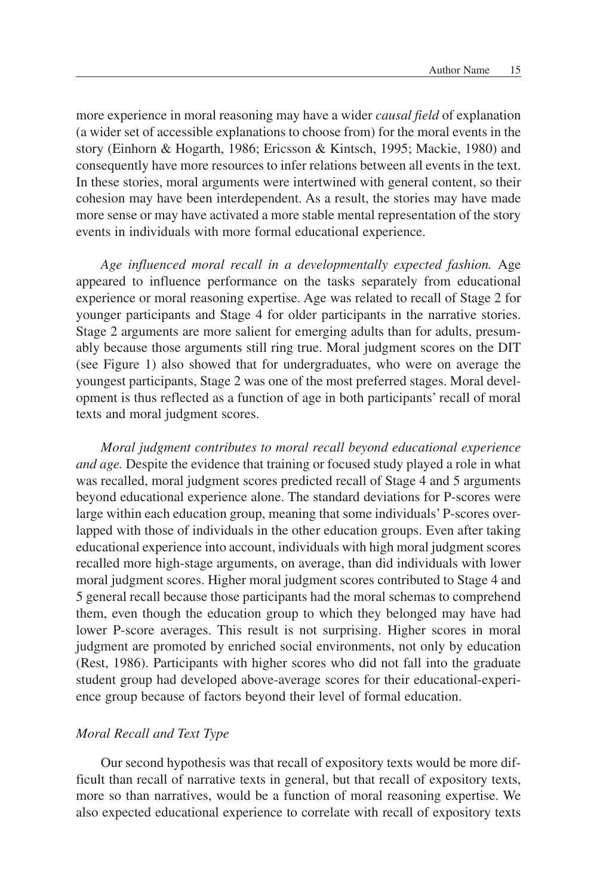more experience in moral reasoning may have a wider *causal field* of explanation (a wider set of accessible explanations to choose from) for the moral events in the story (Einhorn & Hogarth, 1986; Ericsson & Kintsch, 1995; Mackie, 1980) and consequently have more resources to infer relations between all events in the text. In these stories, moral arguments were intertwined with general content, so their cohesion may have been interdependent. As a result, the stories may have made more sense or may have activated a more stable mental representation of the story events in individuals with more formal educational experience.

*Age influenced moral recall in a developmentally expected fashion.* Age appeared to influence performance on the tasks separately from educational experience or moral reasoning expertise. Age was related to recall of Stage 2 for younger participants and Stage 4 for older participants in the narrative stories. Stage 2 arguments are more salient for emerging adults than for adults, presumably because those arguments still ring true. Moral judgment scores on the DIT (see Figure 1) also showed that for undergraduates, who were on average the youngest participants, Stage 2 was one of the most preferred stages. Moral development is thus reflected as a function of age in both participants' recall of moral texts and moral judgment scores.

*Moral judgment contributes to moral recall beyond educational experience and age.* Despite the evidence that training or focused study played a role in what was recalled, moral judgment scores predicted recall of Stage 4 and 5 arguments beyond educational experience alone. The standard deviations for P-scores were large within each education group, meaning that some individuals' P-scores overlapped with those of individuals in the other education groups. Even after taking educational experience into account, individuals with high moral judgment scores recalled more high-stage arguments, on average, than did individuals with lower moral judgment scores. Higher moral judgment scores contributed to Stage 4 and 5 general recall because those participants had the moral schemas to comprehend them, even though the education group to which they belonged may have had lower P-score averages. This result is not surprising. Higher scores in moral judgment are promoted by enriched social environments, not only by education (Rest, 1986). Participants with higher scores who did not fall into the graduate student group had developed above-average scores for their educational-experience group because of factors beyond their level of formal education.

### *Moral Recall and Text Type*

Our second hypothesis was that recall of expository texts would be more difficult than recall of narrative texts in general, but that recall of expository texts, more so than narratives, would be a function of moral reasoning expertise. We also expected educational experience to correlate with recall of expository texts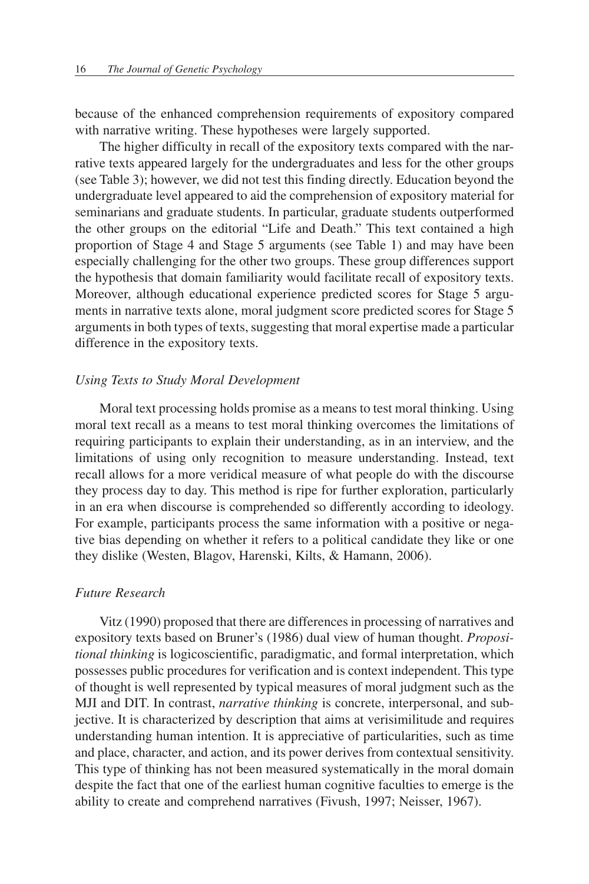because of the enhanced comprehension requirements of expository compared with narrative writing. These hypotheses were largely supported.

The higher difficulty in recall of the expository texts compared with the narrative texts appeared largely for the undergraduates and less for the other groups (see Table 3); however, we did not test this finding directly. Education beyond the undergraduate level appeared to aid the comprehension of expository material for seminarians and graduate students. In particular, graduate students outperformed the other groups on the editorial "Life and Death." This text contained a high proportion of Stage 4 and Stage 5 arguments (see Table 1) and may have been especially challenging for the other two groups. These group differences support the hypothesis that domain familiarity would facilitate recall of expository texts. Moreover, although educational experience predicted scores for Stage 5 arguments in narrative texts alone, moral judgment score predicted scores for Stage 5 arguments in both types of texts, suggesting that moral expertise made a particular difference in the expository texts.

### *Using Texts to Study Moral Development*

Moral text processing holds promise as a means to test moral thinking. Using moral text recall as a means to test moral thinking overcomes the limitations of requiring participants to explain their understanding, as in an interview, and the limitations of using only recognition to measure understanding. Instead, text recall allows for a more veridical measure of what people do with the discourse they process day to day. This method is ripe for further exploration, particularly in an era when discourse is comprehended so differently according to ideology. For example, participants process the same information with a positive or negative bias depending on whether it refers to a political candidate they like or one they dislike (Westen, Blagov, Harenski, Kilts, & Hamann, 2006).

### *Future Research*

Vitz (1990) proposed that there are differences in processing of narratives and expository texts based on Bruner's (1986) dual view of human thought. *Propositional thinking* is logicoscientific, paradigmatic, and formal interpretation, which possesses public procedures for verification and is context independent. This type of thought is well represented by typical measures of moral judgment such as the MJI and DIT. In contrast, *narrative thinking* is concrete, interpersonal, and subjective. It is characterized by description that aims at verisimilitude and requires understanding human intention. It is appreciative of particularities, such as time and place, character, and action, and its power derives from contextual sensitivity. This type of thinking has not been measured systematically in the moral domain despite the fact that one of the earliest human cognitive faculties to emerge is the ability to create and comprehend narratives (Fivush, 1997; Neisser, 1967).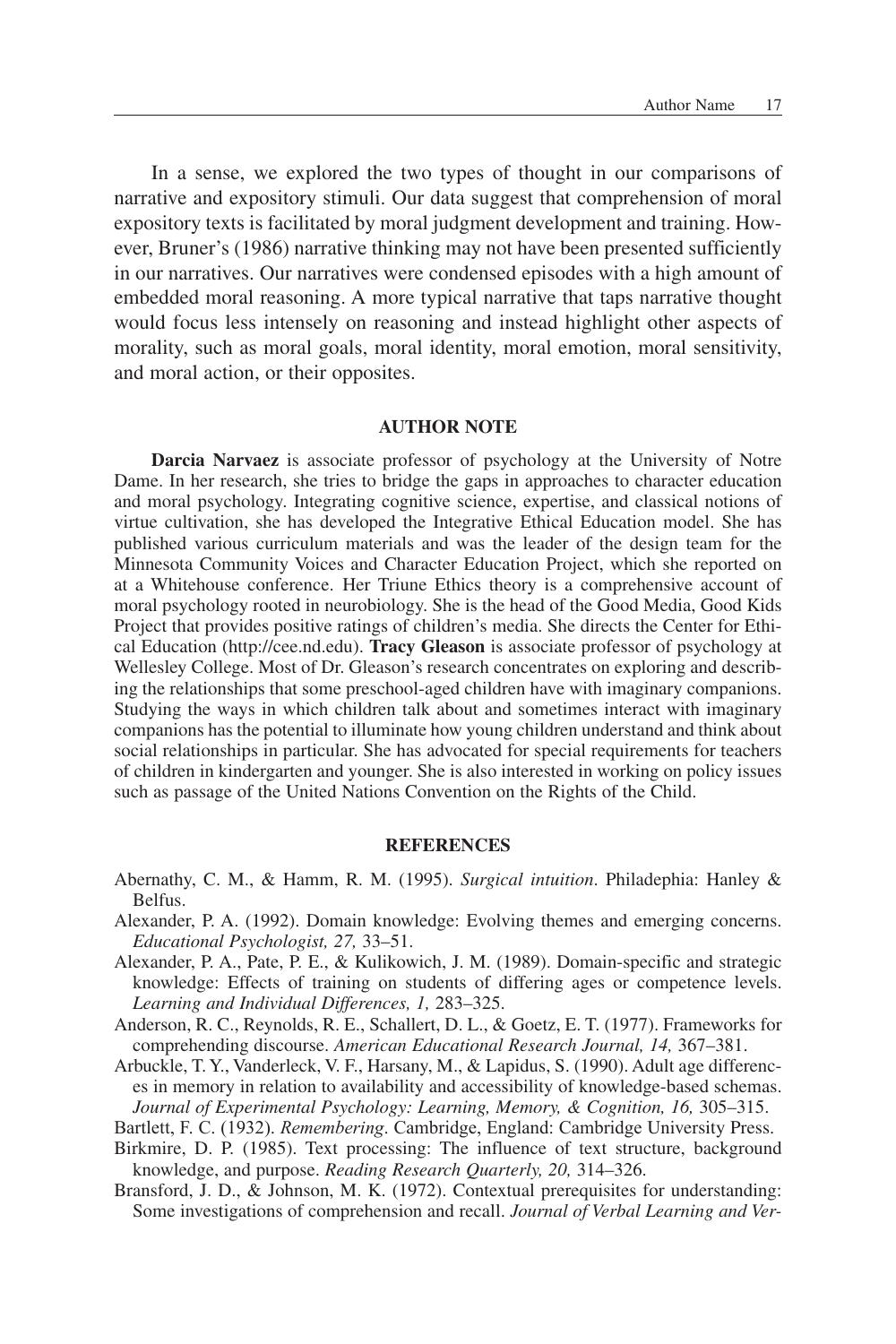In a sense, we explored the two types of thought in our comparisons of narrative and expository stimuli. Our data suggest that comprehension of moral expository texts is facilitated by moral judgment development and training. However, Bruner's (1986) narrative thinking may not have been presented sufficiently in our narratives. Our narratives were condensed episodes with a high amount of embedded moral reasoning. A more typical narrative that taps narrative thought would focus less intensely on reasoning and instead highlight other aspects of morality, such as moral goals, moral identity, moral emotion, moral sensitivity, and moral action, or their opposites.

## AUTHOR NOTE

**Darcia Narvaez** is associate professor of psychology at the University of Notre Dame. In her research, she tries to bridge the gaps in approaches to character education and moral psychology. Integrating cognitive science, expertise, and classical notions of virtue cultivation, she has developed the Integrative Ethical Education model. She has published various curriculum materials and was the leader of the design team for the Minnesota Community Voices and Character Education Project, which she reported on at a Whitehouse conference. Her Triune Ethics theory is a comprehensive account of moral psychology rooted in neurobiology. She is the head of the Good Media, Good Kids Project that provides positive ratings of children's media. She directs the Center for Ethical Education (http://cee.nd.edu). **Tracy Gleason** is associate professor of psychology at Wellesley College. Most of Dr. Gleason's research concentrates on exploring and describing the relationships that some preschool-aged children have with imaginary companions. Studying the ways in which children talk about and sometimes interact with imaginary companions has the potential to illuminate how young children understand and think about social relationships in particular. She has advocated for special requirements for teachers of children in kindergarten and younger. She is also interested in working on policy issues such as passage of the United Nations Convention on the Rights of the Child.

## REFERENCES

Abernathy, C. M., & Hamm, R. M. (1995). *Surgical intuition*. Philadephia: Hanley & Belfus.

Alexander, P. A. (1992). Domain knowledge: Evolving themes and emerging concerns. *Educational Psychologist, 27,* 33–51.

Alexander, P. A., Pate, P. E., & Kulikowich, J. M. (1989). Domain-specific and strategic knowledge: Effects of training on students of differing ages or competence levels. *Learning and Individual Differences, 1,* 283–325.

Anderson, R. C., Reynolds, R. E., Schallert, D. L., & Goetz, E. T. (1977). Frameworks for comprehending discourse. *American Educational Research Journal, 14,* 367–381.

Arbuckle, T. Y., Vanderleck, V. F., Harsany, M., & Lapidus, S. (1990). Adult age differences in memory in relation to availability and accessibility of knowledge-based schemas. *Journal of Experimental Psychology: Learning, Memory, & Cognition, 16,* 305–315.

Bartlett, F. C. (1932). *Remembering*. Cambridge, England: Cambridge University Press.

Birkmire, D. P. (1985). Text processing: The influence of text structure, background knowledge, and purpose. *Reading Research Quarterly, 20,* 314–326.

Bransford, J. D., & Johnson, M. K. (1972). Contextual prerequisites for understanding: Some investigations of comprehension and recall. *Journal of Verbal Learning and Ver-*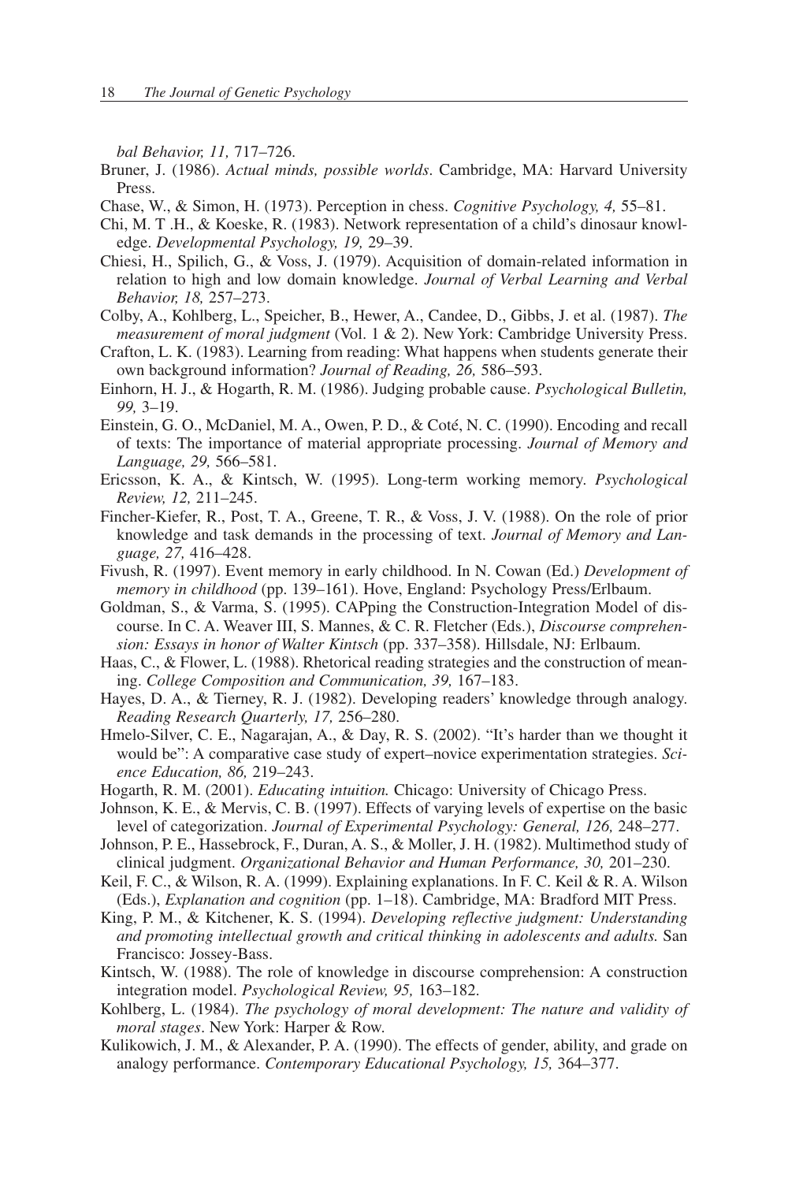*bal Behavior, 11,* 717–726.

Bruner, J. (1986). *Actual minds, possible worlds*. Cambridge, MA: Harvard University Press.

Chase, W., & Simon, H. (1973). Perception in chess. *Cognitive Psychology, 4,* 55–81.

Chi, M. T .H., & Koeske, R. (1983). Network representation of a child's dinosaur knowledge. *Developmental Psychology, 19,* 29–39.

Chiesi, H., Spilich, G., & Voss, J. (1979). Acquisition of domain-related information in relation to high and low domain knowledge. *Journal of Verbal Learning and Verbal Behavior, 18,* 257–273.

Colby, A., Kohlberg, L., Speicher, B., Hewer, A., Candee, D., Gibbs, J. et al. (1987). *The measurement of moral judgment* (Vol. 1 & 2). New York: Cambridge University Press.

Crafton, L. K. (1983). Learning from reading: What happens when students generate their own background information? *Journal of Reading, 26,* 586–593.

Einhorn, H. J., & Hogarth, R. M. (1986). Judging probable cause. *Psychological Bulletin, 99,* 3–19.

Einstein, G. O., McDaniel, M. A., Owen, P. D., & Coté, N. C. (1990). Encoding and recall of texts: The importance of material appropriate processing. *Journal of Memory and Language, 29,* 566–581.

Ericsson, K. A., & Kintsch, W. (1995). Long-term working memory. *Psychological Review, 12,* 211–245.

Fincher-Kiefer, R., Post, T. A., Greene, T. R., & Voss, J. V. (1988). On the role of prior knowledge and task demands in the processing of text. *Journal of Memory and Language, 27,* 416–428.

Fivush, R. (1997). Event memory in early childhood. In N. Cowan (Ed.) *Development of memory in childhood* (pp. 139–161). Hove, England: Psychology Press/Erlbaum.

Goldman, S., & Varma, S. (1995). CAPping the Construction-Integration Model of discourse. In C. A. Weaver III, S. Mannes, & C. R. Fletcher (Eds.), *Discourse comprehension: Essays in honor of Walter Kintsch* (pp. 337–358). Hillsdale, NJ: Erlbaum.

Haas, C., & Flower, L. (1988). Rhetorical reading strategies and the construction of meaning. *College Composition and Communication, 39,* 167–183.

Hayes, D. A., & Tierney, R. J. (1982). Developing readers' knowledge through analogy. *Reading Research Quarterly, 17,* 256–280.

Hmelo-Silver, C. E., Nagarajan, A., & Day, R. S. (2002). "It's harder than we thought it would be": A comparative case study of expert–novice experimentation strategies. *Science Education, 86,* 219–243.

Hogarth, R. M. (2001). *Educating intuition.* Chicago: University of Chicago Press.

Johnson, K. E., & Mervis, C. B. (1997). Effects of varying levels of expertise on the basic level of categorization. *Journal of Experimental Psychology: General, 126,* 248–277.

Johnson, P. E., Hassebrock, F., Duran, A. S., & Moller, J. H. (1982). Multimethod study of clinical judgment. *Organizational Behavior and Human Performance, 30,* 201–230.

Keil, F. C., & Wilson, R. A. (1999). Explaining explanations. In F. C. Keil & R. A. Wilson (Eds.), *Explanation and cognition* (pp. 1–18). Cambridge, MA: Bradford MIT Press.

King, P. M., & Kitchener, K. S. (1994). *Developing reflective judgment: Understanding and promoting intellectual growth and critical thinking in adolescents and adults.* San Francisco: Jossey-Bass.

Kintsch, W. (1988). The role of knowledge in discourse comprehension: A construction integration model. *Psychological Review, 95,* 163–182.

Kohlberg, L. (1984). *The psychology of moral development: The nature and validity of moral stages*. New York: Harper & Row.

Kulikowich, J. M., & Alexander, P. A. (1990). The effects of gender, ability, and grade on analogy performance. *Contemporary Educational Psychology, 15,* 364–377.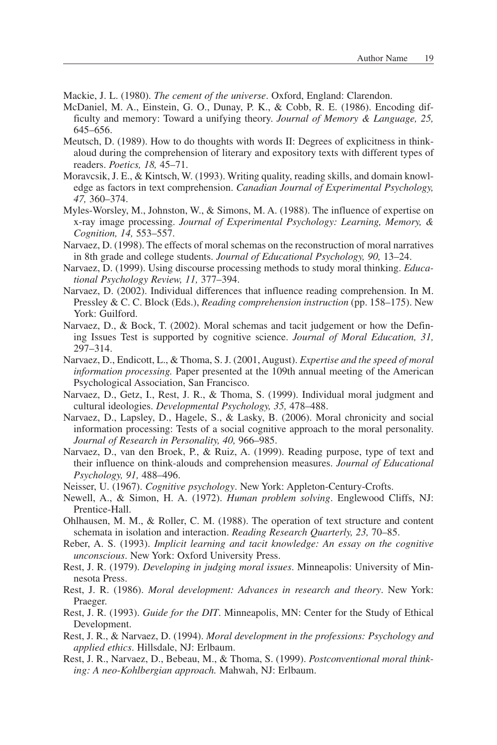Mackie, J. L. (1980). *The cement of the universe*. Oxford, England: Clarendon.

McDaniel, M. A., Einstein, G. O., Dunay, P. K., & Cobb, R. E. (1986). Encoding difficulty and memory: Toward a unifying theory. *Journal of Memory & Language, 25,* 645–656.

Meutsch, D. (1989). How to do thoughts with words II: Degrees of explicitness in think-aloud during the comprehension of literary and expository texts with different types of readers. *Poetics, 18,* 45–71.

Moravcsik, J. E., & Kintsch, W. (1993). Writing quality, reading skills, and domain knowledge as factors in text comprehension. *Canadian Journal of Experimental Psychology, 47,* 360–374.

Myles-Worsley, M., Johnston, W., & Simons, M. A. (1988). The influence of expertise on x-ray image processing. *Journal of Experimental Psychology: Learning, Memory, & Cognition, 14,* 553–557.

Narvaez, D. (1998). The effects of moral schemas on the reconstruction of moral narratives in 8th grade and college students. *Journal of Educational Psychology, 90,* 13–24.

Narvaez, D. (1999). Using discourse processing methods to study moral thinking. *Educational Psychology Review, 11,* 377–394.

Narvaez, D. (2002). Individual differences that influence reading comprehension. In M. Pressley & C. C. Block (Eds.), *Reading comprehension instruction* (pp. 158–175). New York: Guilford.

Narvaez, D., & Bock, T. (2002). Moral schemas and tacit judgement or how the Defining Issues Test is supported by cognitive science. *Journal of Moral Education, 31,* 297–314.

Narvaez, D., Endicott, L., & Thoma, S. J. (2001, August). *Expertise and the speed of moral information processing.* Paper presented at the 109th annual meeting of the American Psychological Association, San Francisco.

Narvaez, D., Getz, I., Rest, J. R., & Thoma, S. (1999). Individual moral judgment and cultural ideologies. *Developmental Psychology, 35,* 478–488.

Narvaez, D., Lapsley, D., Hagele, S., & Lasky, B. (2006). Moral chronicity and social information processing: Tests of a social cognitive approach to the moral personality. *Journal of Research in Personality, 40,* 966–985.

Narvaez, D., van den Broek, P., & Ruiz, A. (1999). Reading purpose, type of text and their influence on think-alouds and comprehension measures. *Journal of Educational Psychology, 91,* 488–496.

Neisser, U. (1967). *Cognitive psychology*. New York: Appleton-Century-Crofts.

Newell, A., & Simon, H. A. (1972). *Human problem solving*. Englewood Cliffs, NJ: Prentice-Hall.

Ohlhausen, M. M., & Roller, C. M. (1988). The operation of text structure and content schemata in isolation and interaction. *Reading Research Quarterly, 23,* 70–85.

Reber, A. S. (1993). *Implicit learning and tacit knowledge: An essay on the cognitive unconscious*. New York: Oxford University Press.

Rest, J. R. (1979). *Developing in judging moral issues*. Minneapolis: University of Minnesota Press.

Rest, J. R. (1986). *Moral development: Advances in research and theory*. New York: Praeger.

Rest, J. R. (1993). *Guide for the DIT*. Minneapolis, MN: Center for the Study of Ethical Development.

Rest, J. R., & Narvaez, D. (1994). *Moral development in the professions: Psychology and applied ethics*. Hillsdale, NJ: Erlbaum.

Rest, J. R., Narvaez, D., Bebeau, M., & Thoma, S. (1999). *Postconventional moral thinking: A neo-Kohlbergian approach.* Mahwah, NJ: Erlbaum.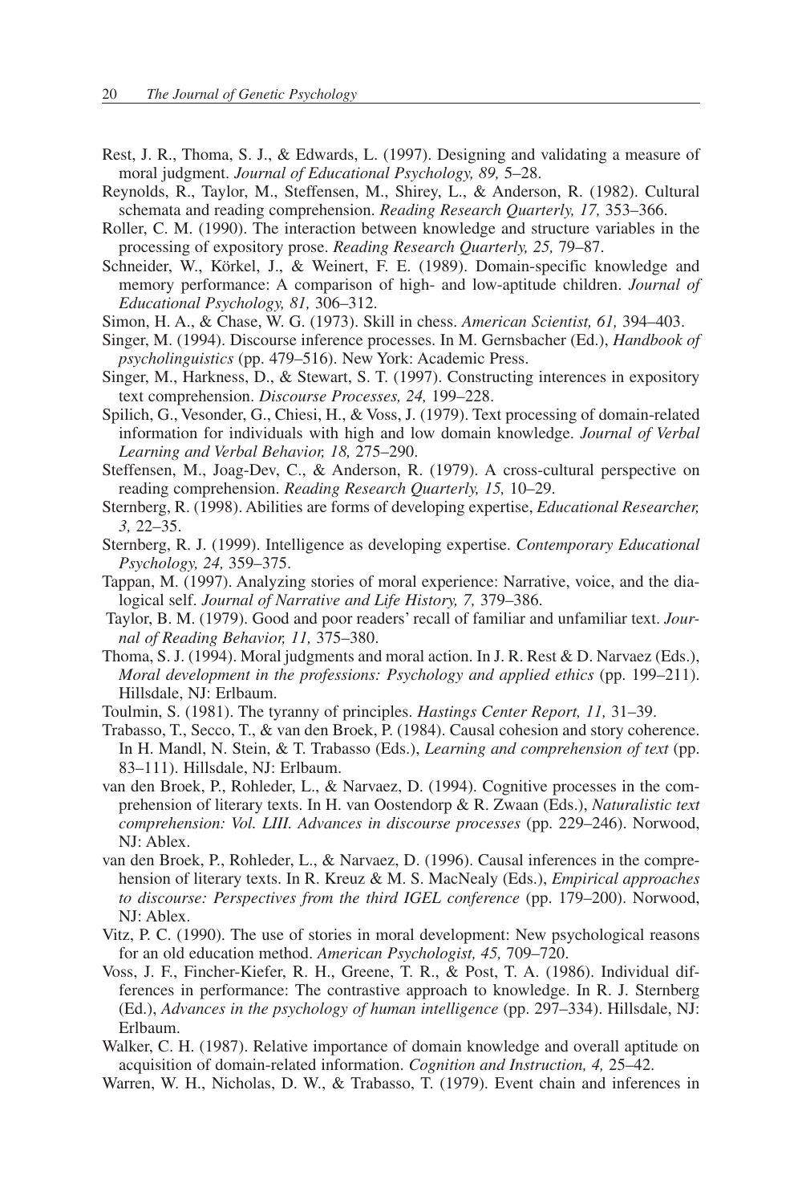Rest, J. R., Thoma, S. J., & Edwards, L. (1997). Designing and validating a measure of moral judgment. *Journal of Educational Psychology, 89,* 5–28.

Reynolds, R., Taylor, M., Steffensen, M., Shirey, L., & Anderson, R. (1982). Cultural schemata and reading comprehension. *Reading Research Quarterly, 17,* 353–366.

Roller, C. M. (1990). The interaction between knowledge and structure variables in the processing of expository prose. *Reading Research Quarterly, 25,* 79–87.

Schneider, W., Körkel, J., & Weinert, F. E. (1989). Domain-specific knowledge and memory performance: A comparison of high- and low-aptitude children. *Journal of Educational Psychology, 81,* 306–312.

Simon, H. A., & Chase, W. G. (1973). Skill in chess. *American Scientist, 61,* 394–403.

Singer, M. (1994). Discourse inference processes. In M. Gernsbacher (Ed.), *Handbook of psycholinguistics* (pp. 479–516). New York: Academic Press.

Singer, M., Harkness, D., & Stewart, S. T. (1997). Constructing interences in expository text comprehension. *Discourse Processes, 24,* 199–228.

Spilich, G., Vesonder, G., Chiesi, H., & Voss, J. (1979). Text processing of domain-related information for individuals with high and low domain knowledge. *Journal of Verbal Learning and Verbal Behavior, 18,* 275–290.

Steffensen, M., Joag-Dev, C., & Anderson, R. (1979). A cross-cultural perspective on reading comprehension. *Reading Research Quarterly, 15,* 10–29.

Sternberg, R. (1998). Abilities are forms of developing expertise, *Educational Researcher, 3,* 22–35.

Sternberg, R. J. (1999). Intelligence as developing expertise. *Contemporary Educational Psychology, 24,* 359–375.

Tappan, M. (1997). Analyzing stories of moral experience: Narrative, voice, and the dialogical self. *Journal of Narrative and Life History, 7,* 379–386.

Taylor, B. M. (1979). Good and poor readers' recall of familiar and unfamiliar text. *Journal of Reading Behavior, 11,* 375–380.

Thoma, S. J. (1994). Moral judgments and moral action. In J. R. Rest & D. Narvaez (Eds.), *Moral development in the professions: Psychology and applied ethics* (pp. 199–211). Hillsdale, NJ: Erlbaum.

Toulmin, S. (1981). The tyranny of principles. *Hastings Center Report, 11,* 31–39.

Trabasso, T., Secco, T., & van den Broek, P. (1984). Causal cohesion and story coherence. In H. Mandl, N. Stein, & T. Trabasso (Eds.), *Learning and comprehension of text* (pp. 83–111). Hillsdale, NJ: Erlbaum.

van den Broek, P., Rohleder, L., & Narvaez, D. (1994). Cognitive processes in the comprehension of literary texts. In H. van Oostendorp & R. Zwaan (Eds.), *Naturalistic text comprehension: Vol. LIII. Advances in discourse processes* (pp. 229–246). Norwood, NJ: Ablex.

van den Broek, P., Rohleder, L., & Narvaez, D. (1996). Causal inferences in the comprehension of literary texts. In R. Kreuz & M. S. MacNealy (Eds.), *Empirical approaches to discourse: Perspectives from the third IGEL conference* (pp. 179–200). Norwood, NJ: Ablex.

Vitz, P. C. (1990). The use of stories in moral development: New psychological reasons for an old education method. *American Psychologist, 45,* 709–720.

Voss, J. F., Fincher-Kiefer, R. H., Greene, T. R., & Post, T. A. (1986). Individual differences in performance: The contrastive approach to knowledge. In R. J. Sternberg (Ed.), *Advances in the psychology of human intelligence* (pp. 297–334). Hillsdale, NJ: Erlbaum.

Walker, C. H. (1987). Relative importance of domain knowledge and overall aptitude on acquisition of domain-related information. *Cognition and Instruction, 4,* 25–42.

Warren, W. H., Nicholas, D. W., & Trabasso, T. (1979). Event chain and inferences in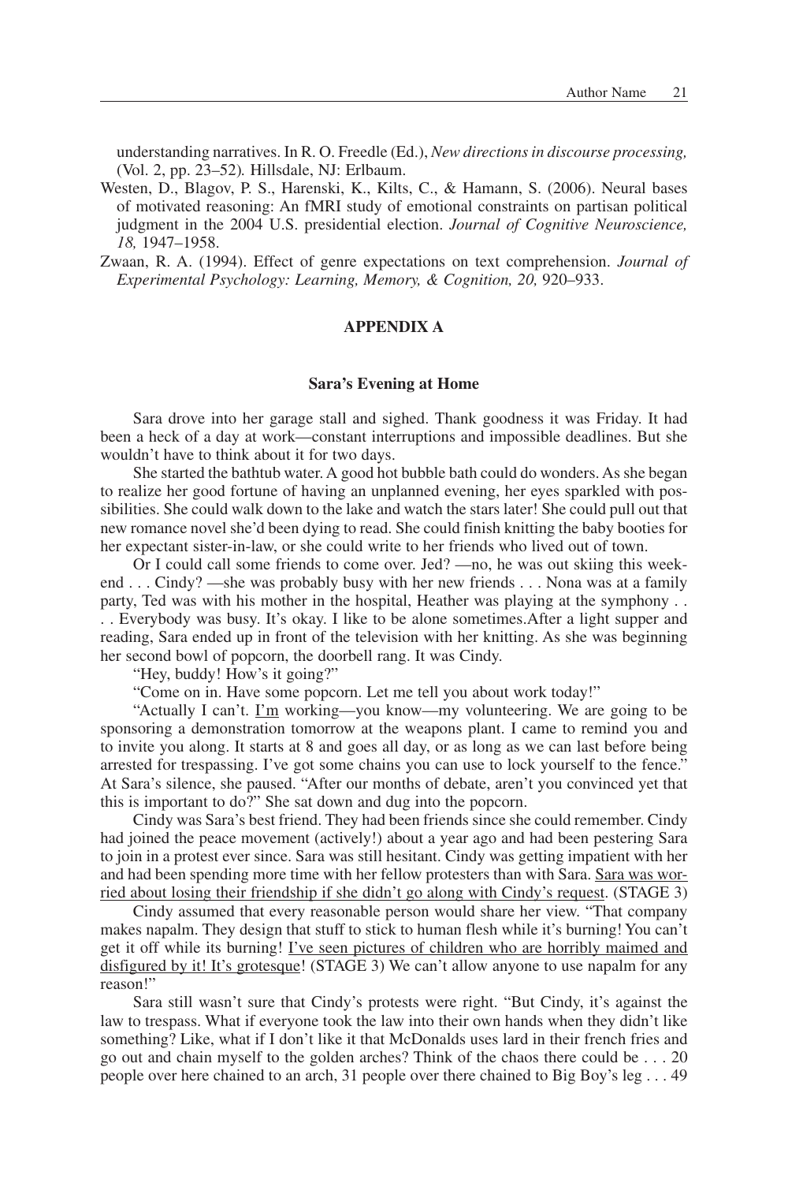understanding narratives. In R. O. Freedle (Ed.), *New directions in discourse processing,* (Vol. 2, pp. 23–52)*.* Hillsdale, NJ: Erlbaum.

Westen, D., Blagov, P. S., Harenski, K., Kilts, C., & Hamann, S. (2006). Neural bases of motivated reasoning: An fMRI study of emotional constraints on partisan political judgment in the 2004 U.S. presidential election. *Journal of Cognitive Neuroscience, 18,* 1947–1958.

Zwaan, R. A. (1994). Effect of genre expectations on text comprehension. *Journal of Experimental Psychology: Learning, Memory, & Cognition, 20,* 920–933.

## APPENDIX A

### Sara's Evening at Home

Sara drove into her garage stall and sighed. Thank goodness it was Friday. It had been a heck of a day at work—constant interruptions and impossible deadlines. But she wouldn't have to think about it for two days.

She started the bathtub water. A good hot bubble bath could do wonders. As she began to realize her good fortune of having an unplanned evening, her eyes sparkled with possibilities. She could walk down to the lake and watch the stars later! She could pull out that new romance novel she'd been dying to read. She could finish knitting the baby booties for her expectant sister-in-law, or she could write to her friends who lived out of town.

Or I could call some friends to come over. Jed? —no, he was out skiing this weekend . . . Cindy? —she was probably busy with her new friends . . . Nona was at a family party, Ted was with his mother in the hospital, Heather was playing at the symphony . . . . Everybody was busy. It's okay. I like to be alone sometimes.After a light supper and reading, Sara ended up in front of the television with her knitting. As she was beginning her second bowl of popcorn, the doorbell rang. It was Cindy.

"Hey, buddy! How's it going?"

"Come on in. Have some popcorn. Let me tell you about work today!"

"Actually I can't. <u>I'm</u> working—you know—my volunteering. We are going to be sponsoring a demonstration tomorrow at the weapons plant. I came to remind you and to invite you along. It starts at 8 and goes all day, or as long as we can last before being arrested for trespassing. I've got some chains you can use to lock yourself to the fence." At Sara's silence, she paused. "After our months of debate, aren't you convinced yet that this is important to do?" She sat down and dug into the popcorn.

Cindy was Sara's best friend. They had been friends since she could remember. Cindy had joined the peace movement (actively!) about a year ago and had been pestering Sara to join in a protest ever since. Sara was still hesitant. Cindy was getting impatient with her and had been spending more time with her fellow protesters than with Sara. <u>Sara was worried about losing their friendship if she didn't go along with Cindy's request</u>. (STAGE 3)

Cindy assumed that every reasonable person would share her view. "That company makes napalm. They design that stuff to stick to human flesh while it's burning! You can't get it off while its burning! <u>I've seen pictures of children who are horribly maimed and disfigured by it! It's grotesque</u>! (STAGE 3) We can't allow anyone to use napalm for any reason!"

Sara still wasn't sure that Cindy's protests were right. "But Cindy, it's against the law to trespass. What if everyone took the law into their own hands when they didn't like something? Like, what if I don't like it that McDonalds uses lard in their french fries and go out and chain myself to the golden arches? Think of the chaos there could be . . . 20 people over here chained to an arch, 31 people over there chained to Big Boy's leg . . . 49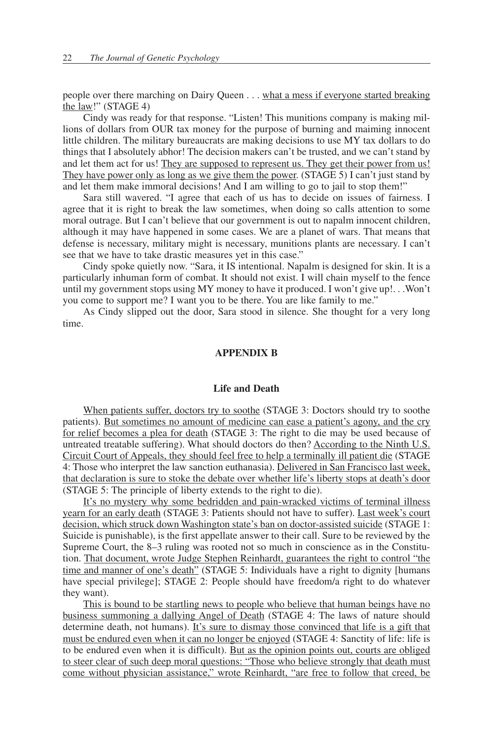people over there marching on Dairy Queen . . . <u>what a mess if everyone started breaking the law</u>!" (STAGE 4)

Cindy was ready for that response. "Listen! This munitions company is making millions of dollars from OUR tax money for the purpose of burning and maiming innocent little children. The military bureaucrats are making decisions to use MY tax dollars to do things that I absolutely abhor! The decision makers can't be trusted, and we can't stand by and let them act for us! <u>They are supposed to represent us. They get their power from us! They have power only as long as we give them the power</u>. (STAGE 5) I can't just stand by and let them make immoral decisions! And I am willing to go to jail to stop them!"

Sara still wavered. "I agree that each of us has to decide on issues of fairness. I agree that it is right to break the law sometimes, when doing so calls attention to some moral outrage. But I can't believe that our government is out to napalm innocent children, although it may have happened in some cases. We are a planet of wars. That means that defense is necessary, military might is necessary, munitions plants are necessary. I can't see that we have to take drastic measures yet in this case."

Cindy spoke quietly now. "Sara, it IS intentional. Napalm is designed for skin. It is a particularly inhuman form of combat. It should not exist. I will chain myself to the fence until my government stops using MY money to have it produced. I won't give up!. . .Won't you come to support me? I want you to be there. You are like family to me."

As Cindy slipped out the door, Sara stood in silence. She thought for a very long time.

## APPENDIX B

### Life and Death

<u>When patients suffer, doctors try to soothe</u> (STAGE 3: Doctors should try to soothe patients). <u>But sometimes no amount of medicine can ease a patient's agony, and the cry for relief becomes a plea for death</u> (STAGE 3: The right to die may be used because of untreated treatable suffering). What should doctors do then? <u>According to the Ninth U.S. Circuit Court of Appeals, they should feel free to help a terminally ill patient die</u> (STAGE 4: Those who interpret the law sanction euthanasia). <u>Delivered in San Francisco last week, that declaration is sure to stoke the debate over whether life's liberty stops at death's door</u> (STAGE 5: The principle of liberty extends to the right to die).

<u>It's no mystery why some bedridden and pain-wracked victims of terminal illness yearn for an early death</u> (STAGE 3: Patients should not have to suffer). <u>Last week's court decision, which struck down Washington state's ban on doctor-assisted suicide</u> (STAGE 1: Suicide is punishable), is the first appellate answer to their call. Sure to be reviewed by the Supreme Court, the 8–3 ruling was rooted not so much in conscience as in the Constitution. <u>That document, wrote Judge Stephen Reinhardt, guarantees the right to control "the time and manner of one's death"</u> (STAGE 5: Individuals have a right to dignity [humans have special privilege]; STAGE 2: People should have freedom/a right to do whatever they want).

<u>This is bound to be startling news to people who believe that human beings have no business summoning a dallying Angel of Death</u> (STAGE 4: The laws of nature should determine death, not humans). <u>It's sure to dismay those convinced that life is a gift that must be endured even when it can no longer be enjoyed</u> (STAGE 4: Sanctity of life: life is to be endured even when it is difficult). <u>But as the opinion points out, courts are obliged to steer clear of such deep moral questions: "Those who believe strongly that death must come without physician assistance," wrote Reinhardt, "are free to follow that creed, be</u>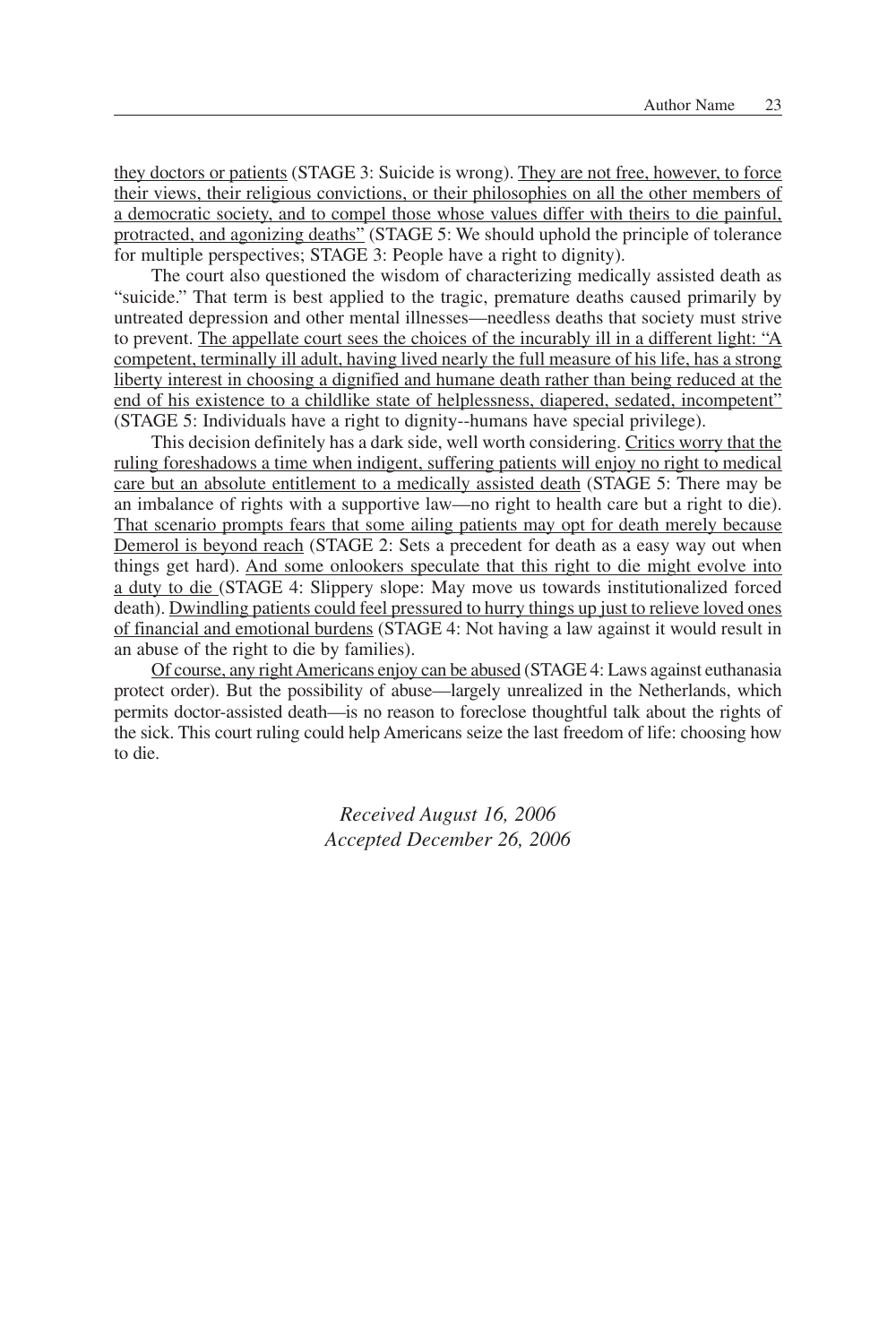they doctors or patients (STAGE 3: Suicide is wrong). They are not free, however, to force their views, their religious convictions, or their philosophies on all the other members of a democratic society, and to compel those whose values differ with theirs to die painful, protracted, and agonizing deaths" (STAGE 5: We should uphold the principle of tolerance for multiple perspectives; STAGE 3: People have a right to dignity).

The court also questioned the wisdom of characterizing medically assisted death as "suicide." That term is best applied to the tragic, premature deaths caused primarily by untreated depression and other mental illnesses—needless deaths that society must strive to prevent. The appellate court sees the choices of the incurably ill in a different light: "A competent, terminally ill adult, having lived nearly the full measure of his life, has a strong liberty interest in choosing a dignified and humane death rather than being reduced at the end of his existence to a childlike state of helplessness, diapered, sedated, incompetent" (STAGE 5: Individuals have a right to dignity--humans have special privilege).

This decision definitely has a dark side, well worth considering. Critics worry that the ruling foreshadows a time when indigent, suffering patients will enjoy no right to medical care but an absolute entitlement to a medically assisted death (STAGE 5: There may be an imbalance of rights with a supportive law—no right to health care but a right to die). That scenario prompts fears that some ailing patients may opt for death merely because Demerol is beyond reach (STAGE 2: Sets a precedent for death as a easy way out when things get hard). And some onlookers speculate that this right to die might evolve into a duty to die (STAGE 4: Slippery slope: May move us towards institutionalized forced death). Dwindling patients could feel pressured to hurry things up just to relieve loved ones of financial and emotional burdens (STAGE 4: Not having a law against it would result in an abuse of the right to die by families).

Of course, any right Americans enjoy can be abused (STAGE 4: Laws against euthanasia protect order). But the possibility of abuse—largely unrealized in the Netherlands, which permits doctor-assisted death—is no reason to foreclose thoughtful talk about the rights of the sick. This court ruling could help Americans seize the last freedom of life: choosing how to die.

*Received August 16, 2006*
*Accepted December 26, 2006*